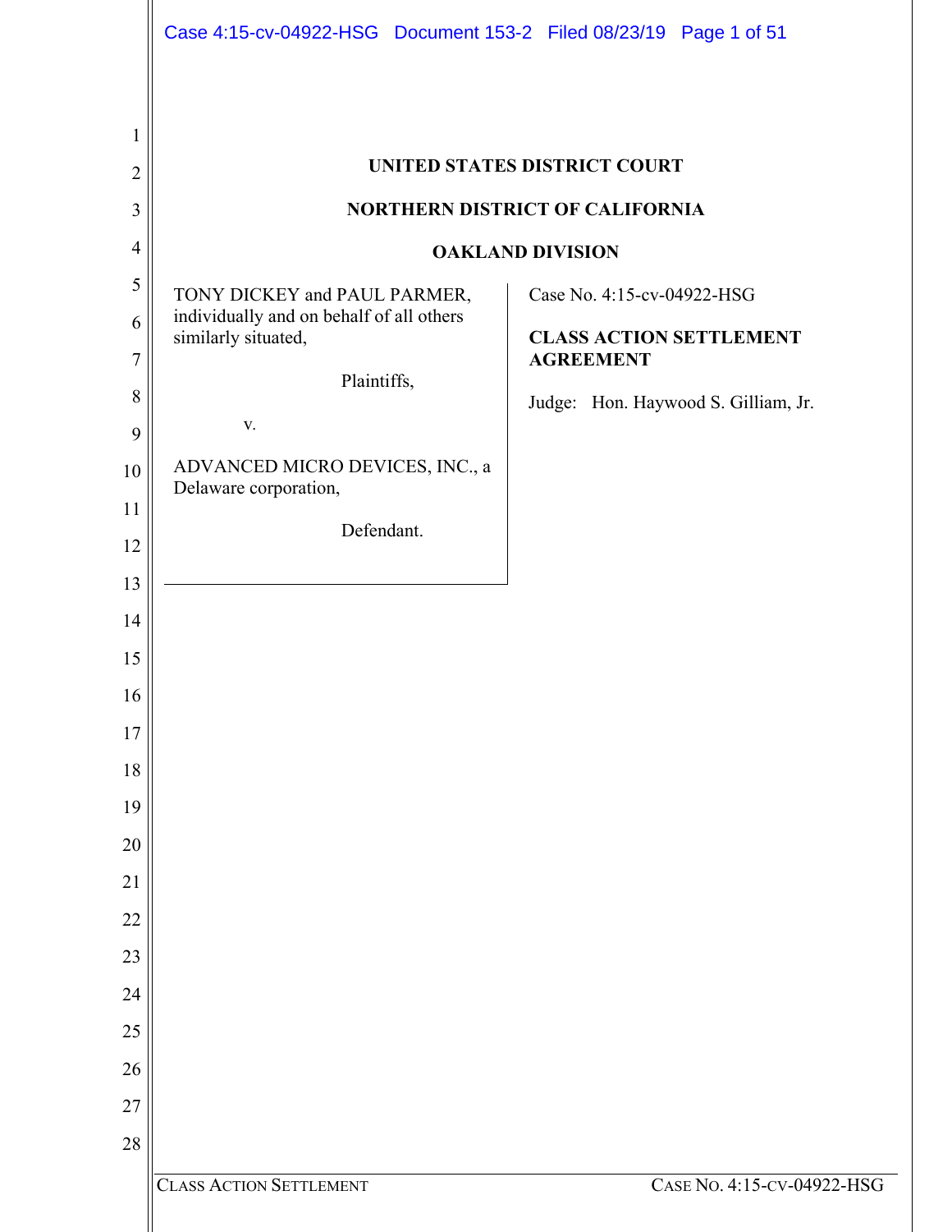# UNITED STATES DISTRICT COURT

## NORTHERN DISTRICT OF CALIFORNIA

## OAKLAND DIVISION

| | |
|---|---|
| TONY DICKEY and PAUL PARMER, individually and on behalf of all others similarly situated,<br><br>Plaintiffs,<br><br>v.<br><br>ADVANCED MICRO DEVICES, INC., a Delaware corporation,<br><br>Defendant. | Case No. 4:15-cv-04922-HSG<br><br>**CLASS ACTION SETTLEMENT AGREEMENT**<br><br>Judge: Hon. Haywood S. Gilliam, Jr. |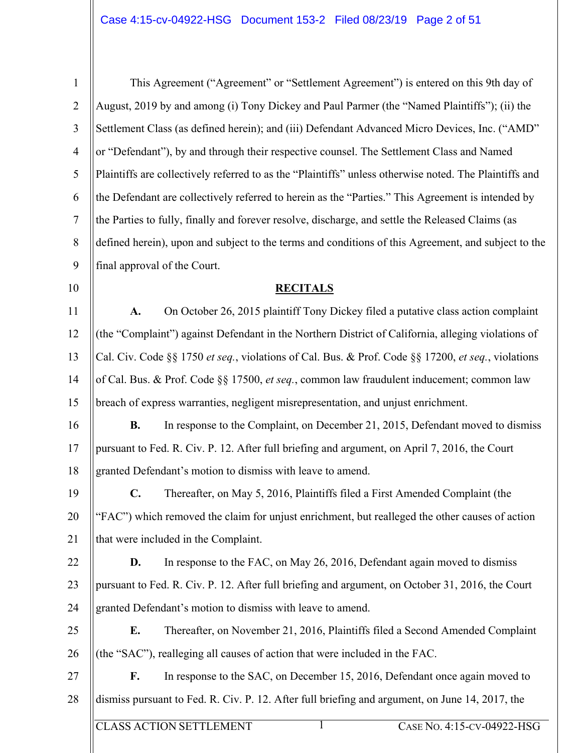This Agreement ("Agreement" or "Settlement Agreement") is entered on this 9th day of August, 2019 by and among (i) Tony Dickey and Paul Parmer (the "Named Plaintiffs"); (ii) the Settlement Class (as defined herein); and (iii) Defendant Advanced Micro Devices, Inc. ("AMD" or "Defendant"), by and through their respective counsel. The Settlement Class and Named Plaintiffs are collectively referred to as the "Plaintiffs" unless otherwise noted. The Plaintiffs and the Defendant are collectively referred to herein as the "Parties." This Agreement is intended by the Parties to fully, finally and forever resolve, discharge, and settle the Released Claims (as defined herein), upon and subject to the terms and conditions of this Agreement, and subject to the final approval of the Court.

## RECITALS

**A.** On October 26, 2015 plaintiff Tony Dickey filed a putative class action complaint (the "Complaint") against Defendant in the Northern District of California, alleging violations of Cal. Civ. Code §§ 1750 *et seq.*, violations of Cal. Bus. & Prof. Code §§ 17200, *et seq.*, violations of Cal. Bus. & Prof. Code §§ 17500, *et seq.*, common law fraudulent inducement; common law breach of express warranties, negligent misrepresentation, and unjust enrichment.

**B.** In response to the Complaint, on December 21, 2015, Defendant moved to dismiss pursuant to Fed. R. Civ. P. 12. After full briefing and argument, on April 7, 2016, the Court granted Defendant's motion to dismiss with leave to amend.

**C.** Thereafter, on May 5, 2016, Plaintiffs filed a First Amended Complaint (the "FAC") which removed the claim for unjust enrichment, but realleged the other causes of action that were included in the Complaint.

**D.** In response to the FAC, on May 26, 2016, Defendant again moved to dismiss pursuant to Fed. R. Civ. P. 12. After full briefing and argument, on October 31, 2016, the Court granted Defendant's motion to dismiss with leave to amend.

**E.** Thereafter, on November 21, 2016, Plaintiffs filed a Second Amended Complaint (the "SAC"), realleging all causes of action that were included in the FAC.

**F.** In response to the SAC, on December 15, 2016, Defendant once again moved to dismiss pursuant to Fed. R. Civ. P. 12. After full briefing and argument, on June 14, 2017, the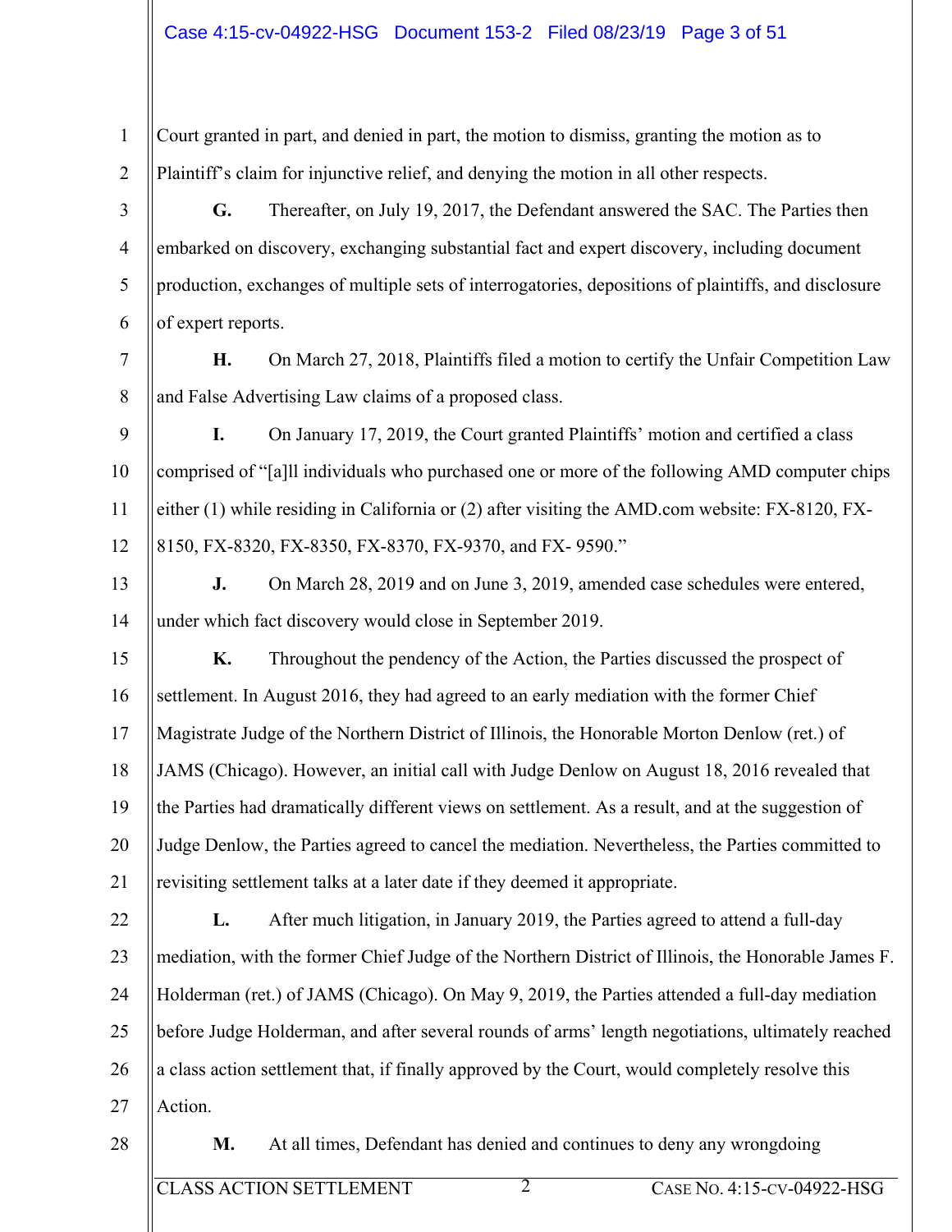Court granted in part, and denied in part, the motion to dismiss, granting the motion as to Plaintiff's claim for injunctive relief, and denying the motion in all other respects.

**G.** Thereafter, on July 19, 2017, the Defendant answered the SAC. The Parties then embarked on discovery, exchanging substantial fact and expert discovery, including document production, exchanges of multiple sets of interrogatories, depositions of plaintiffs, and disclosure of expert reports.

**H.** On March 27, 2018, Plaintiffs filed a motion to certify the Unfair Competition Law and False Advertising Law claims of a proposed class.

**I.** On January 17, 2019, the Court granted Plaintiffs' motion and certified a class comprised of "[a]ll individuals who purchased one or more of the following AMD computer chips either (1) while residing in California or (2) after visiting the AMD.com website: FX-8120, FX-8150, FX-8320, FX-8350, FX-8370, FX-9370, and FX- 9590."

**J.** On March 28, 2019 and on June 3, 2019, amended case schedules were entered, under which fact discovery would close in September 2019.

**K.** Throughout the pendency of the Action, the Parties discussed the prospect of settlement. In August 2016, they had agreed to an early mediation with the former Chief Magistrate Judge of the Northern District of Illinois, the Honorable Morton Denlow (ret.) of JAMS (Chicago). However, an initial call with Judge Denlow on August 18, 2016 revealed that the Parties had dramatically different views on settlement. As a result, and at the suggestion of Judge Denlow, the Parties agreed to cancel the mediation. Nevertheless, the Parties committed to revisiting settlement talks at a later date if they deemed it appropriate.

**L.** After much litigation, in January 2019, the Parties agreed to attend a full-day mediation, with the former Chief Judge of the Northern District of Illinois, the Honorable James F. Holderman (ret.) of JAMS (Chicago). On May 9, 2019, the Parties attended a full-day mediation before Judge Holderman, and after several rounds of arms' length negotiations, ultimately reached a class action settlement that, if finally approved by the Court, would completely resolve this Action.

**M.** At all times, Defendant has denied and continues to deny any wrongdoing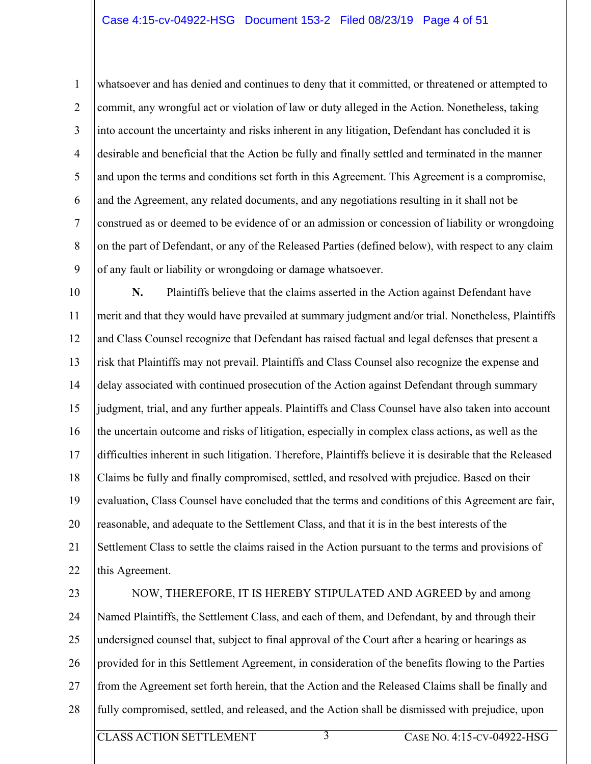whatsoever and has denied and continues to deny that it committed, or threatened or attempted to commit, any wrongful act or violation of law or duty alleged in the Action. Nonetheless, taking into account the uncertainty and risks inherent in any litigation, Defendant has concluded it is desirable and beneficial that the Action be fully and finally settled and terminated in the manner and upon the terms and conditions set forth in this Agreement. This Agreement is a compromise, and the Agreement, any related documents, and any negotiations resulting in it shall not be construed as or deemed to be evidence of or an admission or concession of liability or wrongdoing on the part of Defendant, or any of the Released Parties (defined below), with respect to any claim of any fault or liability or wrongdoing or damage whatsoever.

**N.** Plaintiffs believe that the claims asserted in the Action against Defendant have merit and that they would have prevailed at summary judgment and/or trial. Nonetheless, Plaintiffs and Class Counsel recognize that Defendant has raised factual and legal defenses that present a risk that Plaintiffs may not prevail. Plaintiffs and Class Counsel also recognize the expense and delay associated with continued prosecution of the Action against Defendant through summary judgment, trial, and any further appeals. Plaintiffs and Class Counsel have also taken into account the uncertain outcome and risks of litigation, especially in complex class actions, as well as the difficulties inherent in such litigation. Therefore, Plaintiffs believe it is desirable that the Released Claims be fully and finally compromised, settled, and resolved with prejudice. Based on their evaluation, Class Counsel have concluded that the terms and conditions of this Agreement are fair, reasonable, and adequate to the Settlement Class, and that it is in the best interests of the Settlement Class to settle the claims raised in the Action pursuant to the terms and provisions of this Agreement.

NOW, THEREFORE, IT IS HEREBY STIPULATED AND AGREED by and among Named Plaintiffs, the Settlement Class, and each of them, and Defendant, by and through their undersigned counsel that, subject to final approval of the Court after a hearing or hearings as provided for in this Settlement Agreement, in consideration of the benefits flowing to the Parties from the Agreement set forth herein, that the Action and the Released Claims shall be finally and fully compromised, settled, and released, and the Action shall be dismissed with prejudice, upon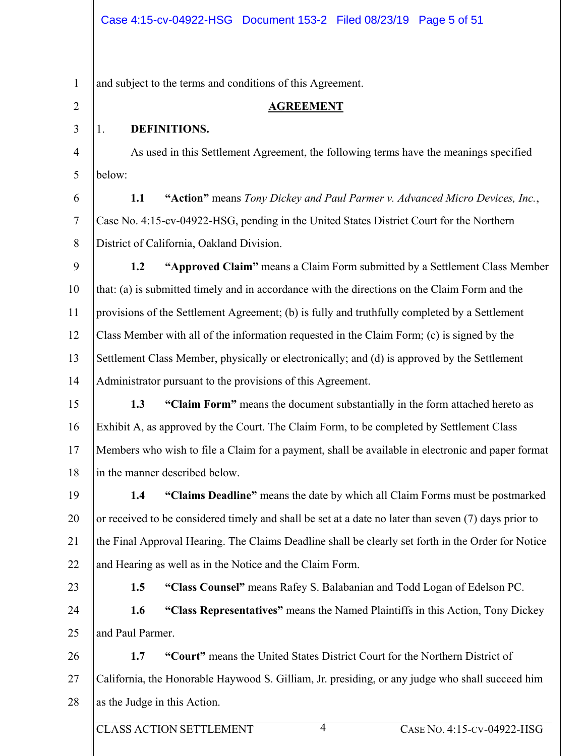and subject to the terms and conditions of this Agreement.

## AGREEMENT

1. **DEFINITIONS.**

As used in this Settlement Agreement, the following terms have the meanings specified below:

**1.1 "Action"** means *Tony Dickey and Paul Parmer v. Advanced Micro Devices, Inc.*, Case No. 4:15-cv-04922-HSG, pending in the United States District Court for the Northern District of California, Oakland Division.

**1.2 "Approved Claim"** means a Claim Form submitted by a Settlement Class Member that: (a) is submitted timely and in accordance with the directions on the Claim Form and the provisions of the Settlement Agreement; (b) is fully and truthfully completed by a Settlement Class Member with all of the information requested in the Claim Form; (c) is signed by the Settlement Class Member, physically or electronically; and (d) is approved by the Settlement Administrator pursuant to the provisions of this Agreement.

**1.3 "Claim Form"** means the document substantially in the form attached hereto as Exhibit A, as approved by the Court. The Claim Form, to be completed by Settlement Class Members who wish to file a Claim for a payment, shall be available in electronic and paper format in the manner described below.

**1.4 "Claims Deadline"** means the date by which all Claim Forms must be postmarked or received to be considered timely and shall be set at a date no later than seven (7) days prior to the Final Approval Hearing. The Claims Deadline shall be clearly set forth in the Order for Notice and Hearing as well as in the Notice and the Claim Form.

**1.5 "Class Counsel"** means Rafey S. Balabanian and Todd Logan of Edelson PC.

**1.6 "Class Representatives"** means the Named Plaintiffs in this Action, Tony Dickey and Paul Parmer.

**1.7 "Court"** means the United States District Court for the Northern District of California, the Honorable Haywood S. Gilliam, Jr. presiding, or any judge who shall succeed him as the Judge in this Action.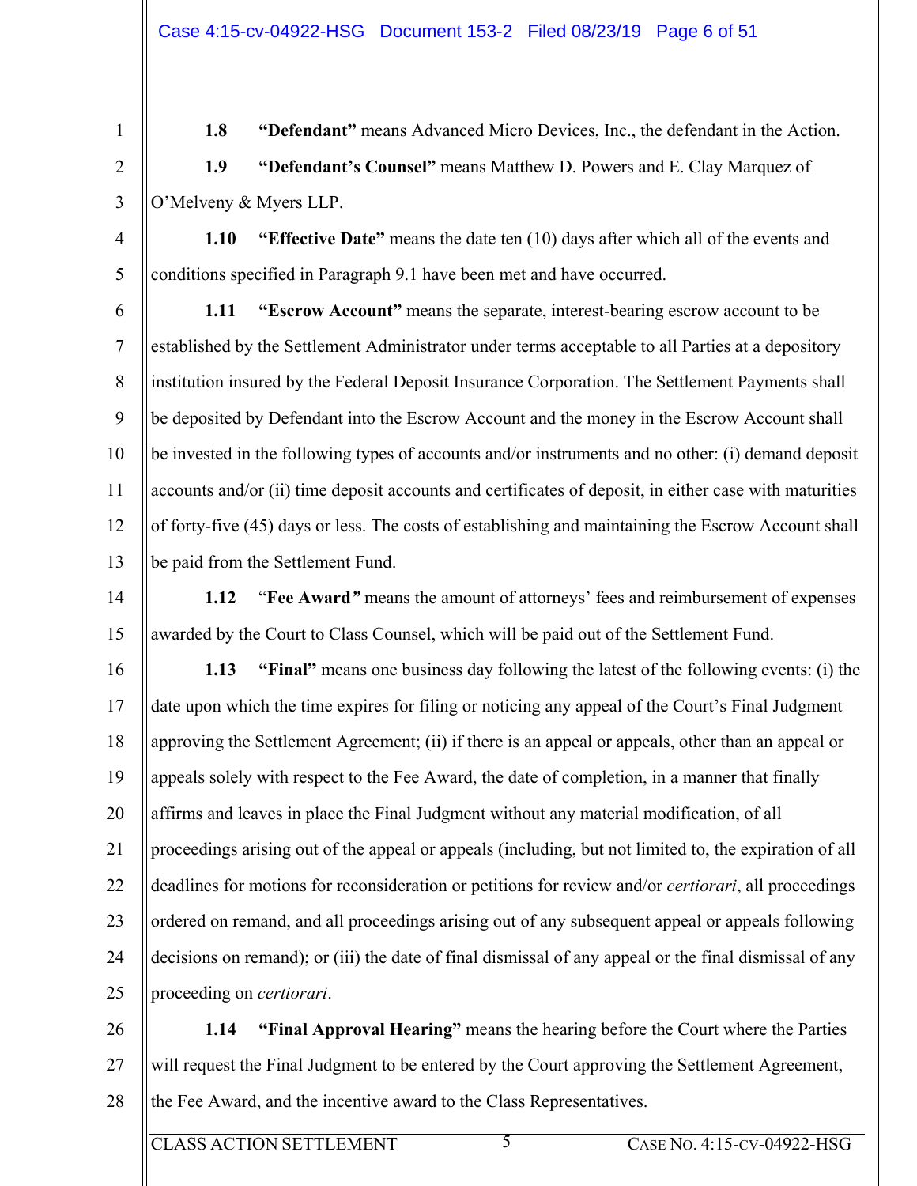**1.8 "Defendant"** means Advanced Micro Devices, Inc., the defendant in the Action.

**1.9 "Defendant's Counsel"** means Matthew D. Powers and E. Clay Marquez of O'Melveny & Myers LLP.

**1.10 "Effective Date"** means the date ten (10) days after which all of the events and conditions specified in Paragraph 9.1 have been met and have occurred.

**1.11 "Escrow Account"** means the separate, interest-bearing escrow account to be established by the Settlement Administrator under terms acceptable to all Parties at a depository institution insured by the Federal Deposit Insurance Corporation. The Settlement Payments shall be deposited by Defendant into the Escrow Account and the money in the Escrow Account shall be invested in the following types of accounts and/or instruments and no other: (i) demand deposit accounts and/or (ii) time deposit accounts and certificates of deposit, in either case with maturities of forty-five (45) days or less. The costs of establishing and maintaining the Escrow Account shall be paid from the Settlement Fund.

**1.12** "**Fee Award***"* means the amount of attorneys' fees and reimbursement of expenses awarded by the Court to Class Counsel, which will be paid out of the Settlement Fund.

**1.13 "Final"** means one business day following the latest of the following events: (i) the date upon which the time expires for filing or noticing any appeal of the Court's Final Judgment approving the Settlement Agreement; (ii) if there is an appeal or appeals, other than an appeal or appeals solely with respect to the Fee Award, the date of completion, in a manner that finally affirms and leaves in place the Final Judgment without any material modification, of all proceedings arising out of the appeal or appeals (including, but not limited to, the expiration of all deadlines for motions for reconsideration or petitions for review and/or *certiorari*, all proceedings ordered on remand, and all proceedings arising out of any subsequent appeal or appeals following decisions on remand); or (iii) the date of final dismissal of any appeal or the final dismissal of any proceeding on *certiorari*.

**1.14 "Final Approval Hearing"** means the hearing before the Court where the Parties will request the Final Judgment to be entered by the Court approving the Settlement Agreement, the Fee Award, and the incentive award to the Class Representatives.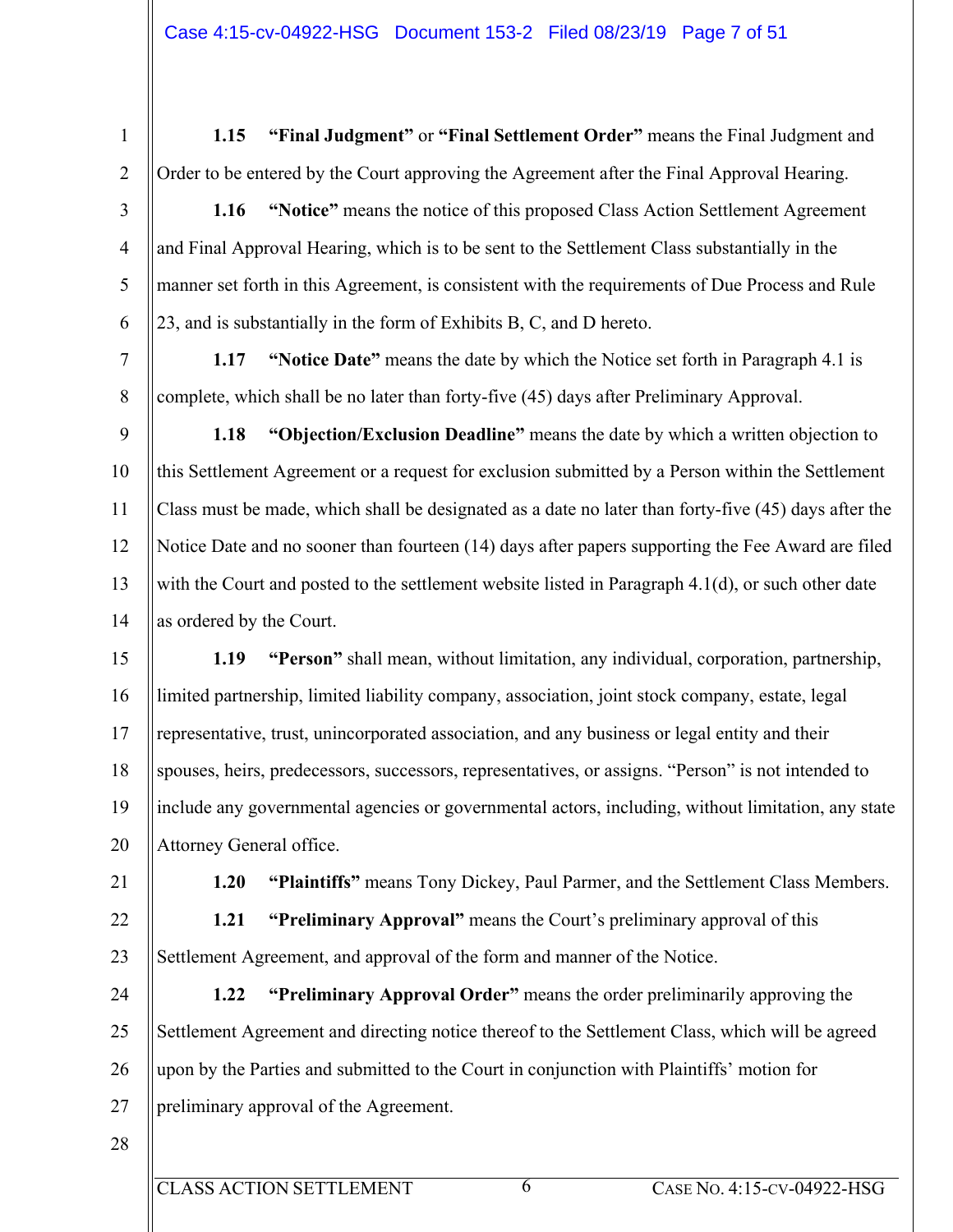**1.15 "Final Judgment"** or **"Final Settlement Order"** means the Final Judgment and Order to be entered by the Court approving the Agreement after the Final Approval Hearing.

**1.16 "Notice"** means the notice of this proposed Class Action Settlement Agreement and Final Approval Hearing, which is to be sent to the Settlement Class substantially in the manner set forth in this Agreement, is consistent with the requirements of Due Process and Rule 23, and is substantially in the form of Exhibits B, C, and D hereto.

**1.17 "Notice Date"** means the date by which the Notice set forth in Paragraph 4.1 is complete, which shall be no later than forty-five (45) days after Preliminary Approval.

**1.18 "Objection/Exclusion Deadline"** means the date by which a written objection to this Settlement Agreement or a request for exclusion submitted by a Person within the Settlement Class must be made, which shall be designated as a date no later than forty-five (45) days after the Notice Date and no sooner than fourteen (14) days after papers supporting the Fee Award are filed with the Court and posted to the settlement website listed in Paragraph 4.1(d), or such other date as ordered by the Court.

**1.19 "Person"** shall mean, without limitation, any individual, corporation, partnership, limited partnership, limited liability company, association, joint stock company, estate, legal representative, trust, unincorporated association, and any business or legal entity and their spouses, heirs, predecessors, successors, representatives, or assigns. "Person" is not intended to include any governmental agencies or governmental actors, including, without limitation, any state Attorney General office.

**1.20 "Plaintiffs"** means Tony Dickey, Paul Parmer, and the Settlement Class Members.

**1.21 "Preliminary Approval"** means the Court's preliminary approval of this Settlement Agreement, and approval of the form and manner of the Notice.

**1.22 "Preliminary Approval Order"** means the order preliminarily approving the Settlement Agreement and directing notice thereof to the Settlement Class, which will be agreed upon by the Parties and submitted to the Court in conjunction with Plaintiffs' motion for preliminary approval of the Agreement.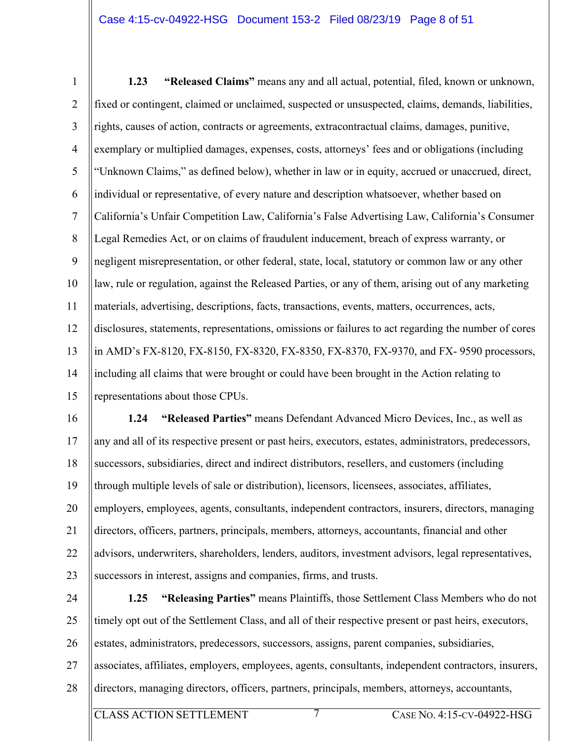**1.23 "Released Claims"** means any and all actual, potential, filed, known or unknown, fixed or contingent, claimed or unclaimed, suspected or unsuspected, claims, demands, liabilities, rights, causes of action, contracts or agreements, extracontractual claims, damages, punitive, exemplary or multiplied damages, expenses, costs, attorneys' fees and or obligations (including "Unknown Claims," as defined below), whether in law or in equity, accrued or unaccrued, direct, individual or representative, of every nature and description whatsoever, whether based on California's Unfair Competition Law, California's False Advertising Law, California's Consumer Legal Remedies Act, or on claims of fraudulent inducement, breach of express warranty, or negligent misrepresentation, or other federal, state, local, statutory or common law or any other law, rule or regulation, against the Released Parties, or any of them, arising out of any marketing materials, advertising, descriptions, facts, transactions, events, matters, occurrences, acts, disclosures, statements, representations, omissions or failures to act regarding the number of cores in AMD's FX-8120, FX-8150, FX-8320, FX-8350, FX-8370, FX-9370, and FX- 9590 processors, including all claims that were brought or could have been brought in the Action relating to representations about those CPUs.

**1.24 "Released Parties"** means Defendant Advanced Micro Devices, Inc., as well as any and all of its respective present or past heirs, executors, estates, administrators, predecessors, successors, subsidiaries, direct and indirect distributors, resellers, and customers (including through multiple levels of sale or distribution), licensors, licensees, associates, affiliates, employers, employees, agents, consultants, independent contractors, insurers, directors, managing directors, officers, partners, principals, members, attorneys, accountants, financial and other advisors, underwriters, shareholders, lenders, auditors, investment advisors, legal representatives, successors in interest, assigns and companies, firms, and trusts.

**1.25 "Releasing Parties"** means Plaintiffs, those Settlement Class Members who do not timely opt out of the Settlement Class, and all of their respective present or past heirs, executors, estates, administrators, predecessors, successors, assigns, parent companies, subsidiaries, associates, affiliates, employers, employees, agents, consultants, independent contractors, insurers, directors, managing directors, officers, partners, principals, members, attorneys, accountants,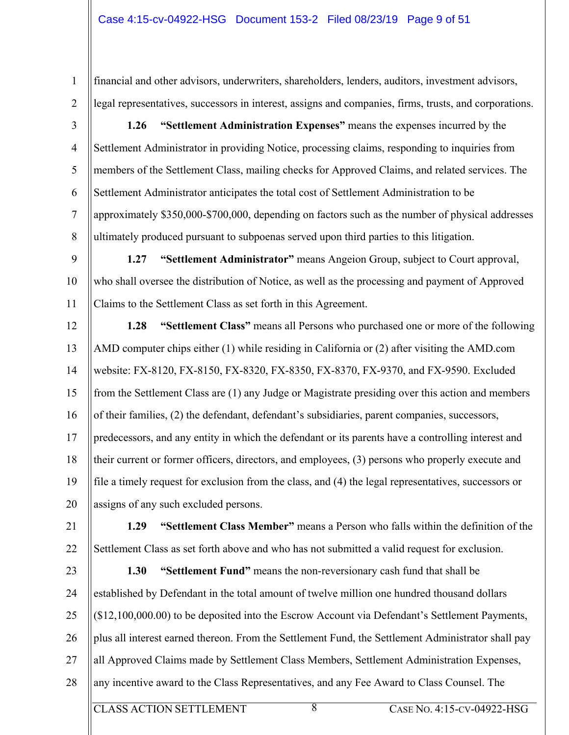financial and other advisors, underwriters, shareholders, lenders, auditors, investment advisors, legal representatives, successors in interest, assigns and companies, firms, trusts, and corporations.

**1.26 "Settlement Administration Expenses"** means the expenses incurred by the Settlement Administrator in providing Notice, processing claims, responding to inquiries from members of the Settlement Class, mailing checks for Approved Claims, and related services. The Settlement Administrator anticipates the total cost of Settlement Administration to be approximately $350,000-$700,000, depending on factors such as the number of physical addresses ultimately produced pursuant to subpoenas served upon third parties to this litigation.

**1.27 "Settlement Administrator"** means Angeion Group, subject to Court approval, who shall oversee the distribution of Notice, as well as the processing and payment of Approved Claims to the Settlement Class as set forth in this Agreement.

**1.28 "Settlement Class"** means all Persons who purchased one or more of the following AMD computer chips either (1) while residing in California or (2) after visiting the AMD.com website: FX-8120, FX-8150, FX-8320, FX-8350, FX-8370, FX-9370, and FX-9590. Excluded from the Settlement Class are (1) any Judge or Magistrate presiding over this action and members of their families, (2) the defendant, defendant's subsidiaries, parent companies, successors, predecessors, and any entity in which the defendant or its parents have a controlling interest and their current or former officers, directors, and employees, (3) persons who properly execute and file a timely request for exclusion from the class, and (4) the legal representatives, successors or assigns of any such excluded persons.

**1.29 "Settlement Class Member"** means a Person who falls within the definition of the Settlement Class as set forth above and who has not submitted a valid request for exclusion.

**1.30 "Settlement Fund"** means the non-reversionary cash fund that shall be established by Defendant in the total amount of twelve million one hundred thousand dollars ($12,100,000.00) to be deposited into the Escrow Account via Defendant's Settlement Payments, plus all interest earned thereon. From the Settlement Fund, the Settlement Administrator shall pay all Approved Claims made by Settlement Class Members, Settlement Administration Expenses, any incentive award to the Class Representatives, and any Fee Award to Class Counsel. The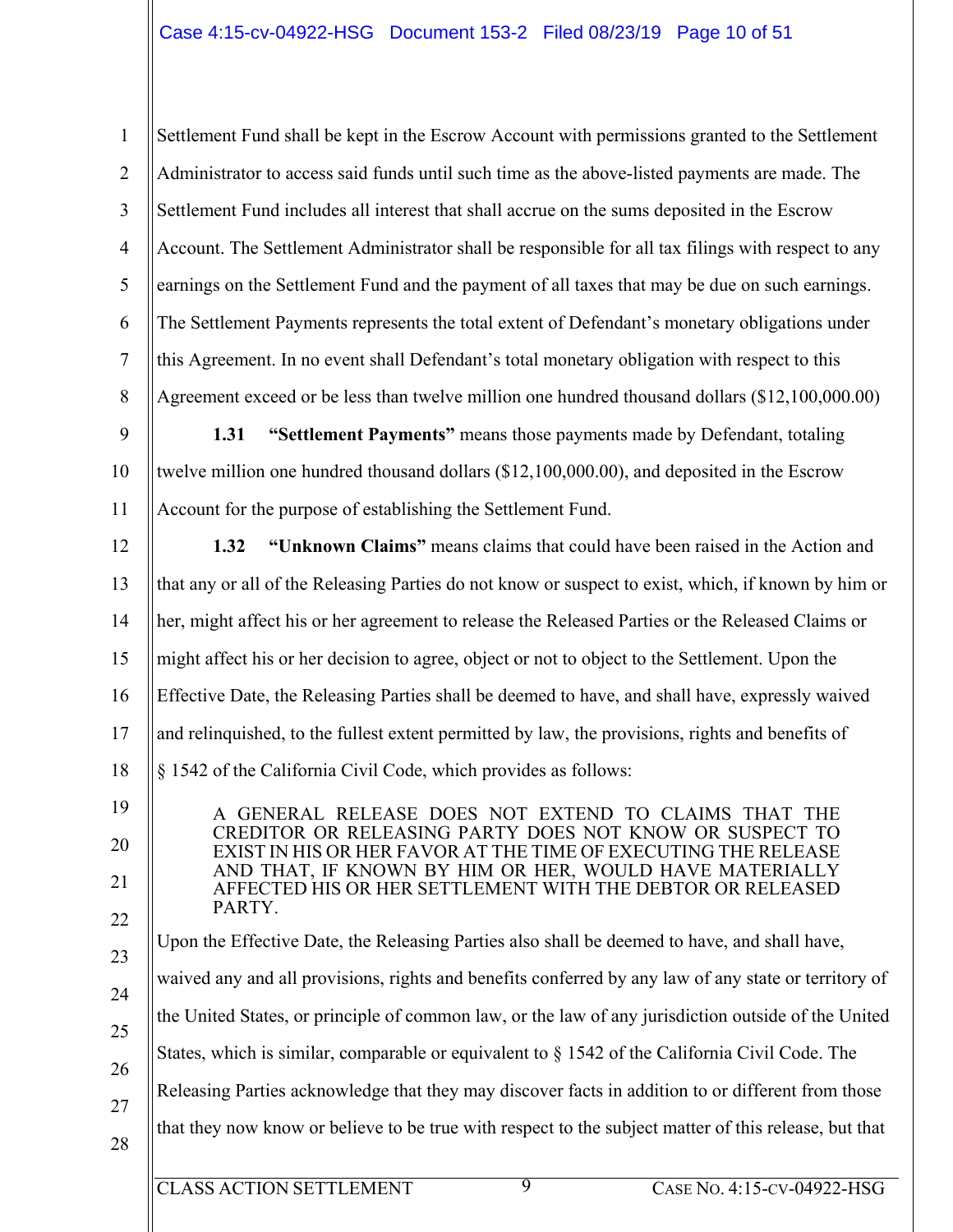Settlement Fund shall be kept in the Escrow Account with permissions granted to the Settlement Administrator to access said funds until such time as the above-listed payments are made. The Settlement Fund includes all interest that shall accrue on the sums deposited in the Escrow Account. The Settlement Administrator shall be responsible for all tax filings with respect to any earnings on the Settlement Fund and the payment of all taxes that may be due on such earnings. The Settlement Payments represents the total extent of Defendant's monetary obligations under this Agreement. In no event shall Defendant's total monetary obligation with respect to this Agreement exceed or be less than twelve million one hundred thousand dollars ($12,100,000.00)

**1.31 "Settlement Payments"** means those payments made by Defendant, totaling twelve million one hundred thousand dollars ($12,100,000.00), and deposited in the Escrow Account for the purpose of establishing the Settlement Fund.

**1.32 "Unknown Claims"** means claims that could have been raised in the Action and that any or all of the Releasing Parties do not know or suspect to exist, which, if known by him or her, might affect his or her agreement to release the Released Parties or the Released Claims or might affect his or her decision to agree, object or not to object to the Settlement. Upon the Effective Date, the Releasing Parties shall be deemed to have, and shall have, expressly waived and relinquished, to the fullest extent permitted by law, the provisions, rights and benefits of § 1542 of the California Civil Code, which provides as follows:

> A GENERAL RELEASE DOES NOT EXTEND TO CLAIMS THAT THE CREDITOR OR RELEASING PARTY DOES NOT KNOW OR SUSPECT TO EXIST IN HIS OR HER FAVOR AT THE TIME OF EXECUTING THE RELEASE AND THAT, IF KNOWN BY HIM OR HER, WOULD HAVE MATERIALLY AFFECTED HIS OR HER SETTLEMENT WITH THE DEBTOR OR RELEASED PARTY.

Upon the Effective Date, the Releasing Parties also shall be deemed to have, and shall have, waived any and all provisions, rights and benefits conferred by any law of any state or territory of the United States, or principle of common law, or the law of any jurisdiction outside of the United States, which is similar, comparable or equivalent to § 1542 of the California Civil Code. The Releasing Parties acknowledge that they may discover facts in addition to or different from those that they now know or believe to be true with respect to the subject matter of this release, but that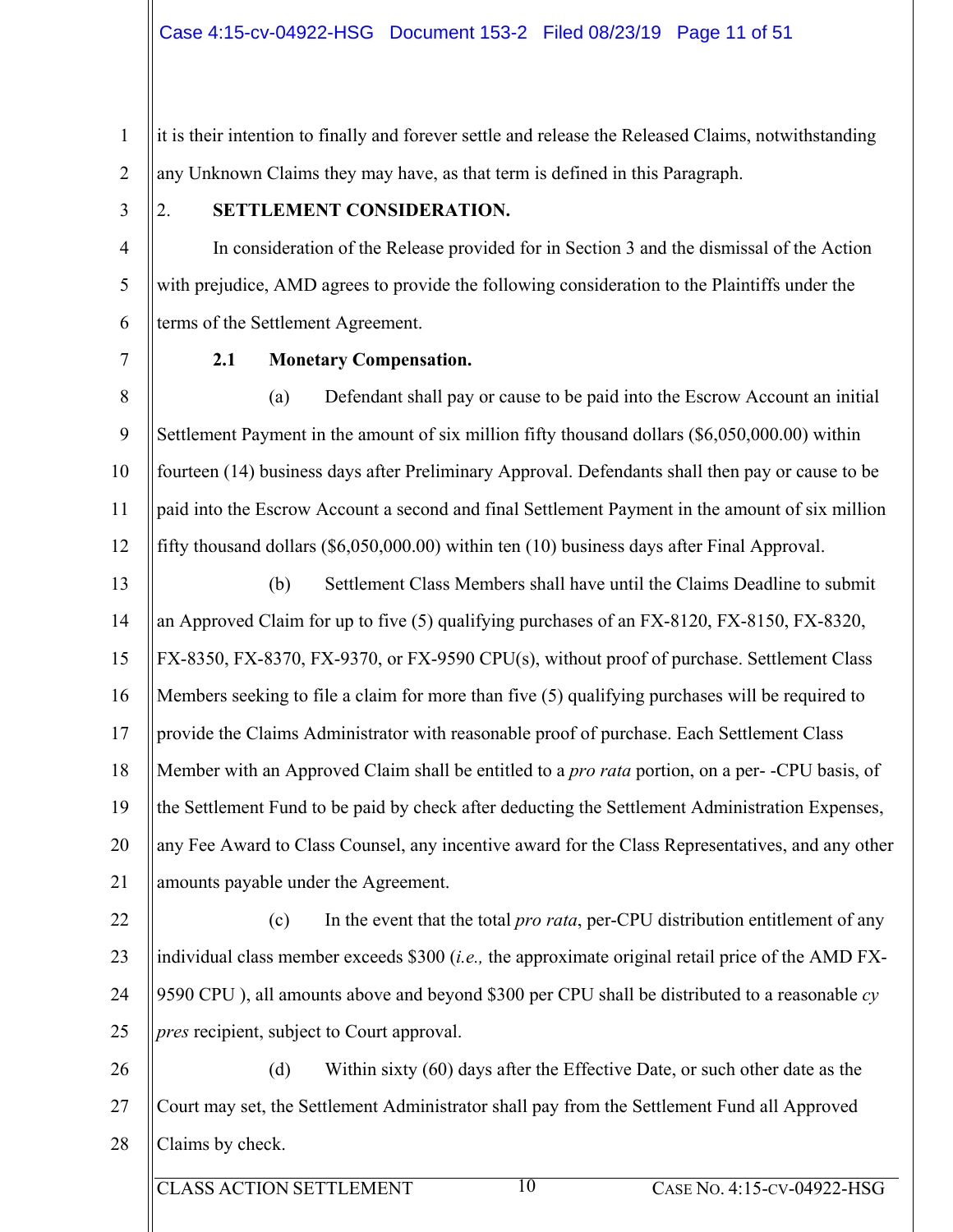it is their intention to finally and forever settle and release the Released Claims, notwithstanding any Unknown Claims they may have, as that term is defined in this Paragraph.

2. **SETTLEMENT CONSIDERATION.**

In consideration of the Release provided for in Section 3 and the dismissal of the Action with prejudice, AMD agrees to provide the following consideration to the Plaintiffs under the terms of the Settlement Agreement.

**2.1 Monetary Compensation.**

(a) Defendant shall pay or cause to be paid into the Escrow Account an initial Settlement Payment in the amount of six million fifty thousand dollars ($6,050,000.00) within fourteen (14) business days after Preliminary Approval. Defendants shall then pay or cause to be paid into the Escrow Account a second and final Settlement Payment in the amount of six million fifty thousand dollars ($6,050,000.00) within ten (10) business days after Final Approval.

(b) Settlement Class Members shall have until the Claims Deadline to submit an Approved Claim for up to five (5) qualifying purchases of an FX-8120, FX-8150, FX-8320, FX-8350, FX-8370, FX-9370, or FX-9590 CPU(s), without proof of purchase. Settlement Class Members seeking to file a claim for more than five (5) qualifying purchases will be required to provide the Claims Administrator with reasonable proof of purchase. Each Settlement Class Member with an Approved Claim shall be entitled to a *pro rata* portion, on a per- -CPU basis, of the Settlement Fund to be paid by check after deducting the Settlement Administration Expenses, any Fee Award to Class Counsel, any incentive award for the Class Representatives, and any other amounts payable under the Agreement.

(c) In the event that the total *pro rata*, per-CPU distribution entitlement of any individual class member exceeds $300 (*i.e.,* the approximate original retail price of the AMD FX-9590 CPU ), all amounts above and beyond $300 per CPU shall be distributed to a reasonable *cy pres* recipient, subject to Court approval.

(d) Within sixty (60) days after the Effective Date, or such other date as the Court may set, the Settlement Administrator shall pay from the Settlement Fund all Approved Claims by check.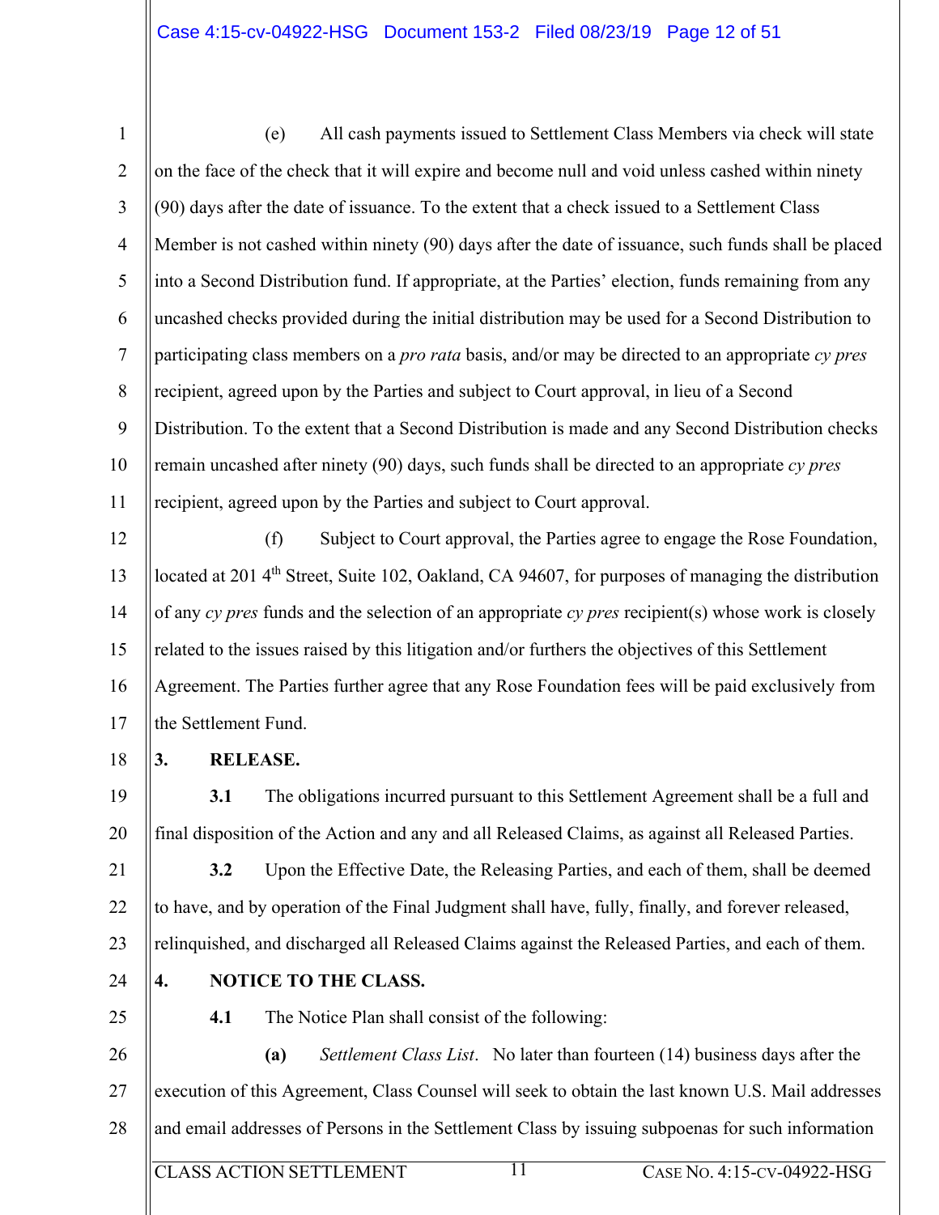(e) All cash payments issued to Settlement Class Members via check will state on the face of the check that it will expire and become null and void unless cashed within ninety (90) days after the date of issuance. To the extent that a check issued to a Settlement Class Member is not cashed within ninety (90) days after the date of issuance, such funds shall be placed into a Second Distribution fund. If appropriate, at the Parties' election, funds remaining from any uncashed checks provided during the initial distribution may be used for a Second Distribution to participating class members on a *pro rata* basis, and/or may be directed to an appropriate *cy pres* recipient, agreed upon by the Parties and subject to Court approval, in lieu of a Second Distribution. To the extent that a Second Distribution is made and any Second Distribution checks remain uncashed after ninety (90) days, such funds shall be directed to an appropriate *cy pres* recipient, agreed upon by the Parties and subject to Court approval.

(f) Subject to Court approval, the Parties agree to engage the Rose Foundation, located at 201 4th Street, Suite 102, Oakland, CA 94607, for purposes of managing the distribution of any *cy pres* funds and the selection of an appropriate *cy pres* recipient(s) whose work is closely related to the issues raised by this litigation and/or furthers the objectives of this Settlement Agreement. The Parties further agree that any Rose Foundation fees will be paid exclusively from the Settlement Fund.

**3. RELEASE.**

**3.1** The obligations incurred pursuant to this Settlement Agreement shall be a full and final disposition of the Action and any and all Released Claims, as against all Released Parties.

**3.2** Upon the Effective Date, the Releasing Parties, and each of them, shall be deemed to have, and by operation of the Final Judgment shall have, fully, finally, and forever released, relinquished, and discharged all Released Claims against the Released Parties, and each of them.

**4. NOTICE TO THE CLASS.**

**4.1** The Notice Plan shall consist of the following:

**(a)** *Settlement Class List*. No later than fourteen (14) business days after the execution of this Agreement, Class Counsel will seek to obtain the last known U.S. Mail addresses and email addresses of Persons in the Settlement Class by issuing subpoenas for such information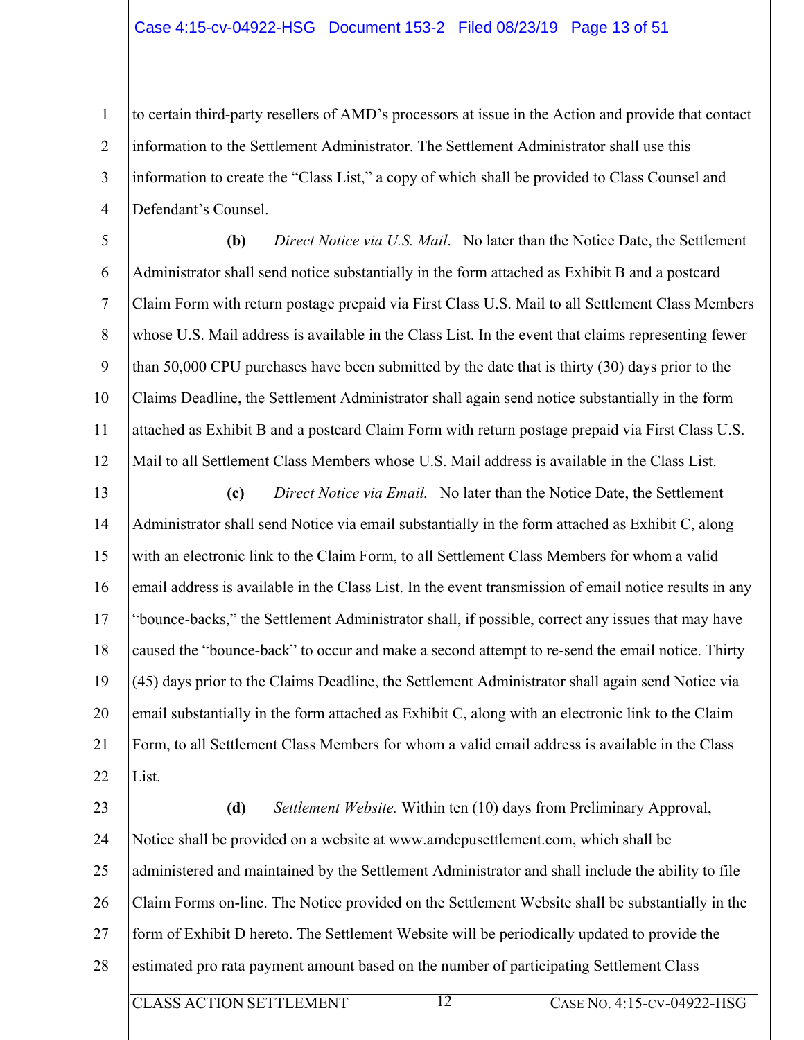to certain third-party resellers of AMD's processors at issue in the Action and provide that contact information to the Settlement Administrator. The Settlement Administrator shall use this information to create the "Class List," a copy of which shall be provided to Class Counsel and Defendant's Counsel.

**(b)** *Direct Notice via U.S. Mail*. No later than the Notice Date, the Settlement Administrator shall send notice substantially in the form attached as Exhibit B and a postcard Claim Form with return postage prepaid via First Class U.S. Mail to all Settlement Class Members whose U.S. Mail address is available in the Class List. In the event that claims representing fewer than 50,000 CPU purchases have been submitted by the date that is thirty (30) days prior to the Claims Deadline, the Settlement Administrator shall again send notice substantially in the form attached as Exhibit B and a postcard Claim Form with return postage prepaid via First Class U.S. Mail to all Settlement Class Members whose U.S. Mail address is available in the Class List.

**(c)** *Direct Notice via Email.* No later than the Notice Date, the Settlement Administrator shall send Notice via email substantially in the form attached as Exhibit C, along with an electronic link to the Claim Form, to all Settlement Class Members for whom a valid email address is available in the Class List. In the event transmission of email notice results in any "bounce-backs," the Settlement Administrator shall, if possible, correct any issues that may have caused the "bounce-back" to occur and make a second attempt to re-send the email notice. Thirty (45) days prior to the Claims Deadline, the Settlement Administrator shall again send Notice via email substantially in the form attached as Exhibit C, along with an electronic link to the Claim Form, to all Settlement Class Members for whom a valid email address is available in the Class List.

**(d)** *Settlement Website.* Within ten (10) days from Preliminary Approval, Notice shall be provided on a website at www.amdcpusettlement.com, which shall be administered and maintained by the Settlement Administrator and shall include the ability to file Claim Forms on-line. The Notice provided on the Settlement Website shall be substantially in the form of Exhibit D hereto. The Settlement Website will be periodically updated to provide the estimated pro rata payment amount based on the number of participating Settlement Class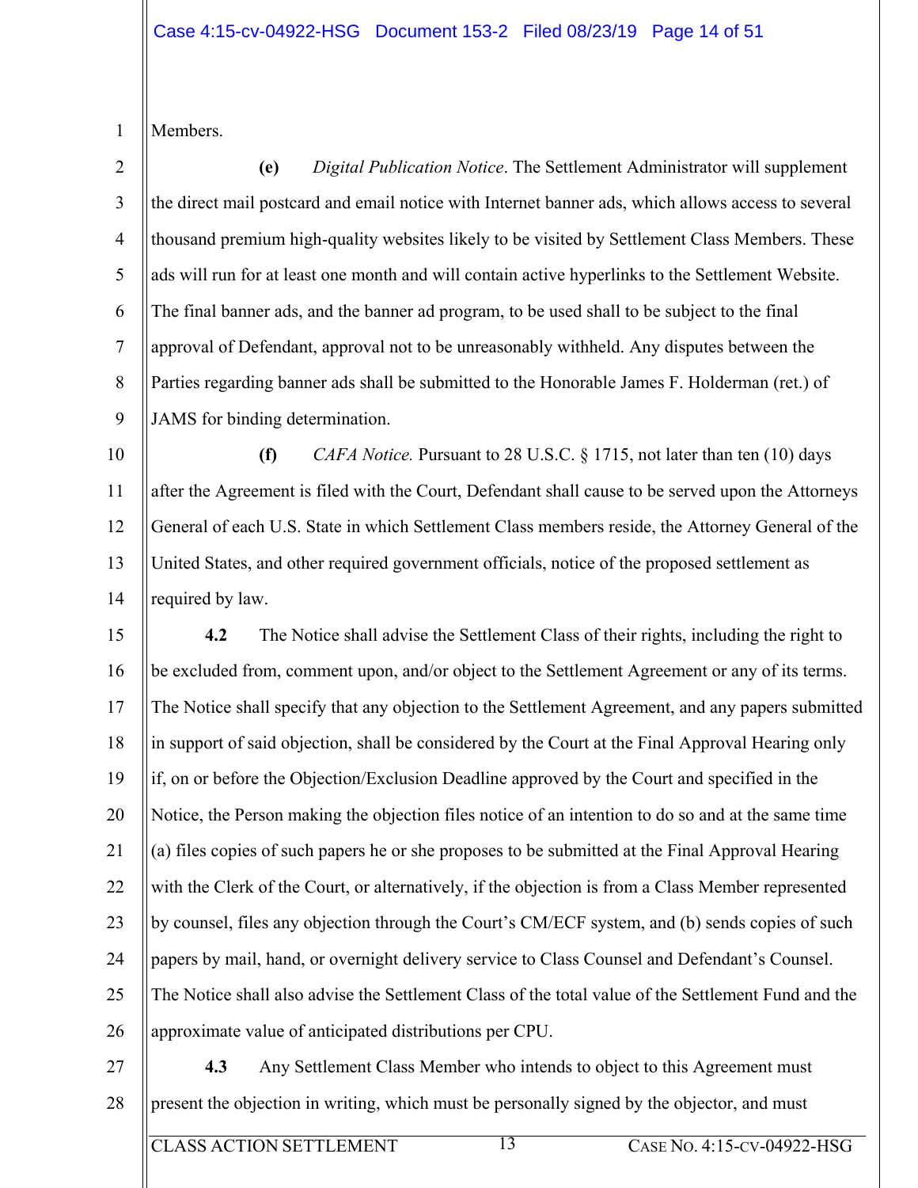Members.

**(e)** *Digital Publication Notice*. The Settlement Administrator will supplement the direct mail postcard and email notice with Internet banner ads, which allows access to several thousand premium high-quality websites likely to be visited by Settlement Class Members. These ads will run for at least one month and will contain active hyperlinks to the Settlement Website. The final banner ads, and the banner ad program, to be used shall to be subject to the final approval of Defendant, approval not to be unreasonably withheld. Any disputes between the Parties regarding banner ads shall be submitted to the Honorable James F. Holderman (ret.) of JAMS for binding determination.

**(f)** *CAFA Notice.* Pursuant to 28 U.S.C. § 1715, not later than ten (10) days after the Agreement is filed with the Court, Defendant shall cause to be served upon the Attorneys General of each U.S. State in which Settlement Class members reside, the Attorney General of the United States, and other required government officials, notice of the proposed settlement as required by law.

**4.2** The Notice shall advise the Settlement Class of their rights, including the right to be excluded from, comment upon, and/or object to the Settlement Agreement or any of its terms. The Notice shall specify that any objection to the Settlement Agreement, and any papers submitted in support of said objection, shall be considered by the Court at the Final Approval Hearing only if, on or before the Objection/Exclusion Deadline approved by the Court and specified in the Notice, the Person making the objection files notice of an intention to do so and at the same time (a) files copies of such papers he or she proposes to be submitted at the Final Approval Hearing with the Clerk of the Court, or alternatively, if the objection is from a Class Member represented by counsel, files any objection through the Court's CM/ECF system, and (b) sends copies of such papers by mail, hand, or overnight delivery service to Class Counsel and Defendant's Counsel. The Notice shall also advise the Settlement Class of the total value of the Settlement Fund and the approximate value of anticipated distributions per CPU.

**4.3** Any Settlement Class Member who intends to object to this Agreement must present the objection in writing, which must be personally signed by the objector, and must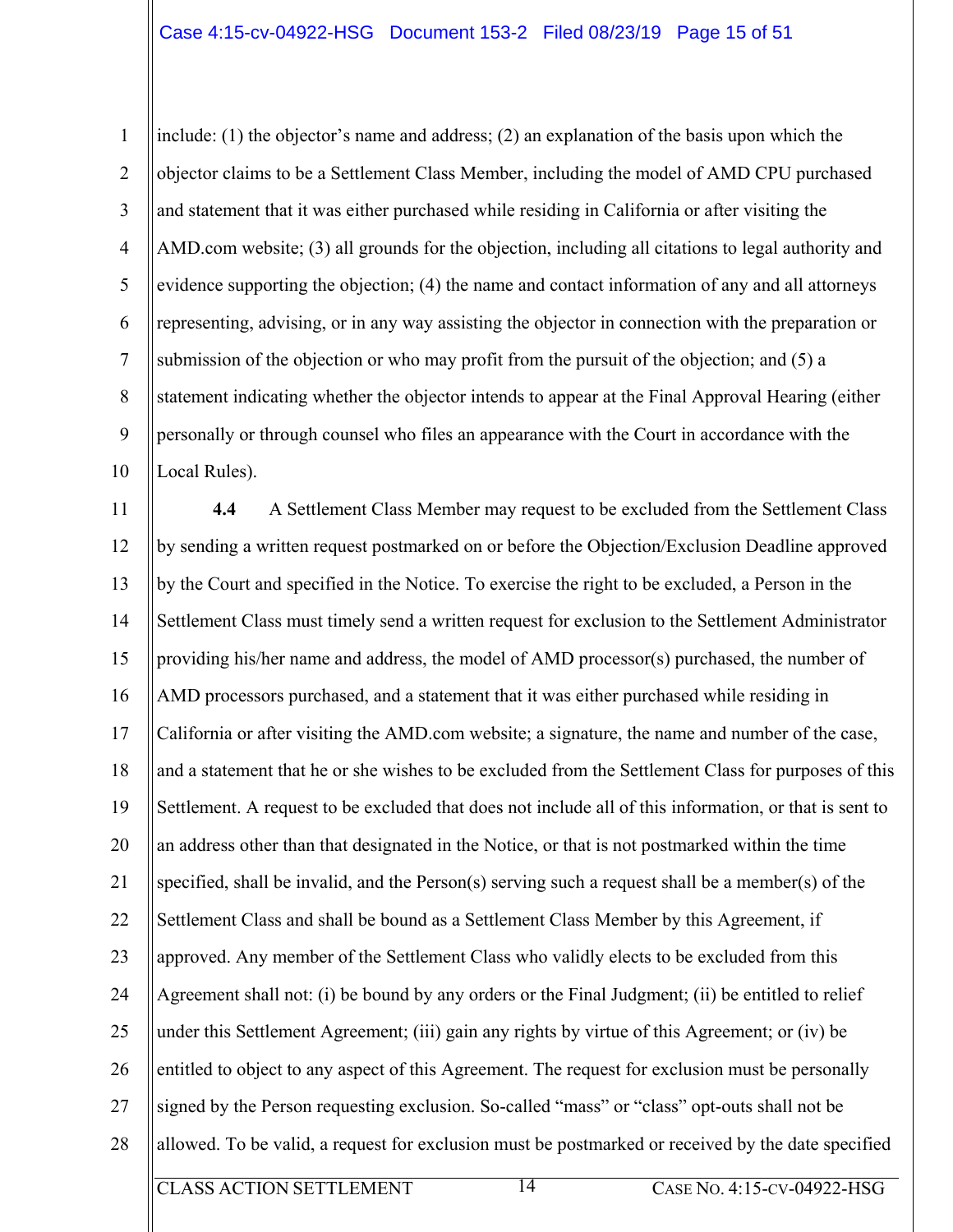include: (1) the objector's name and address; (2) an explanation of the basis upon which the objector claims to be a Settlement Class Member, including the model of AMD CPU purchased and statement that it was either purchased while residing in California or after visiting the AMD.com website; (3) all grounds for the objection, including all citations to legal authority and evidence supporting the objection; (4) the name and contact information of any and all attorneys representing, advising, or in any way assisting the objector in connection with the preparation or submission of the objection or who may profit from the pursuit of the objection; and (5) a statement indicating whether the objector intends to appear at the Final Approval Hearing (either personally or through counsel who files an appearance with the Court in accordance with the Local Rules).

**4.4** A Settlement Class Member may request to be excluded from the Settlement Class by sending a written request postmarked on or before the Objection/Exclusion Deadline approved by the Court and specified in the Notice. To exercise the right to be excluded, a Person in the Settlement Class must timely send a written request for exclusion to the Settlement Administrator providing his/her name and address, the model of AMD processor(s) purchased, the number of AMD processors purchased, and a statement that it was either purchased while residing in California or after visiting the AMD.com website; a signature, the name and number of the case, and a statement that he or she wishes to be excluded from the Settlement Class for purposes of this Settlement. A request to be excluded that does not include all of this information, or that is sent to an address other than that designated in the Notice, or that is not postmarked within the time specified, shall be invalid, and the Person(s) serving such a request shall be a member(s) of the Settlement Class and shall be bound as a Settlement Class Member by this Agreement, if approved. Any member of the Settlement Class who validly elects to be excluded from this Agreement shall not: (i) be bound by any orders or the Final Judgment; (ii) be entitled to relief under this Settlement Agreement; (iii) gain any rights by virtue of this Agreement; or (iv) be entitled to object to any aspect of this Agreement. The request for exclusion must be personally signed by the Person requesting exclusion. So-called "mass" or "class" opt-outs shall not be allowed. To be valid, a request for exclusion must be postmarked or received by the date specified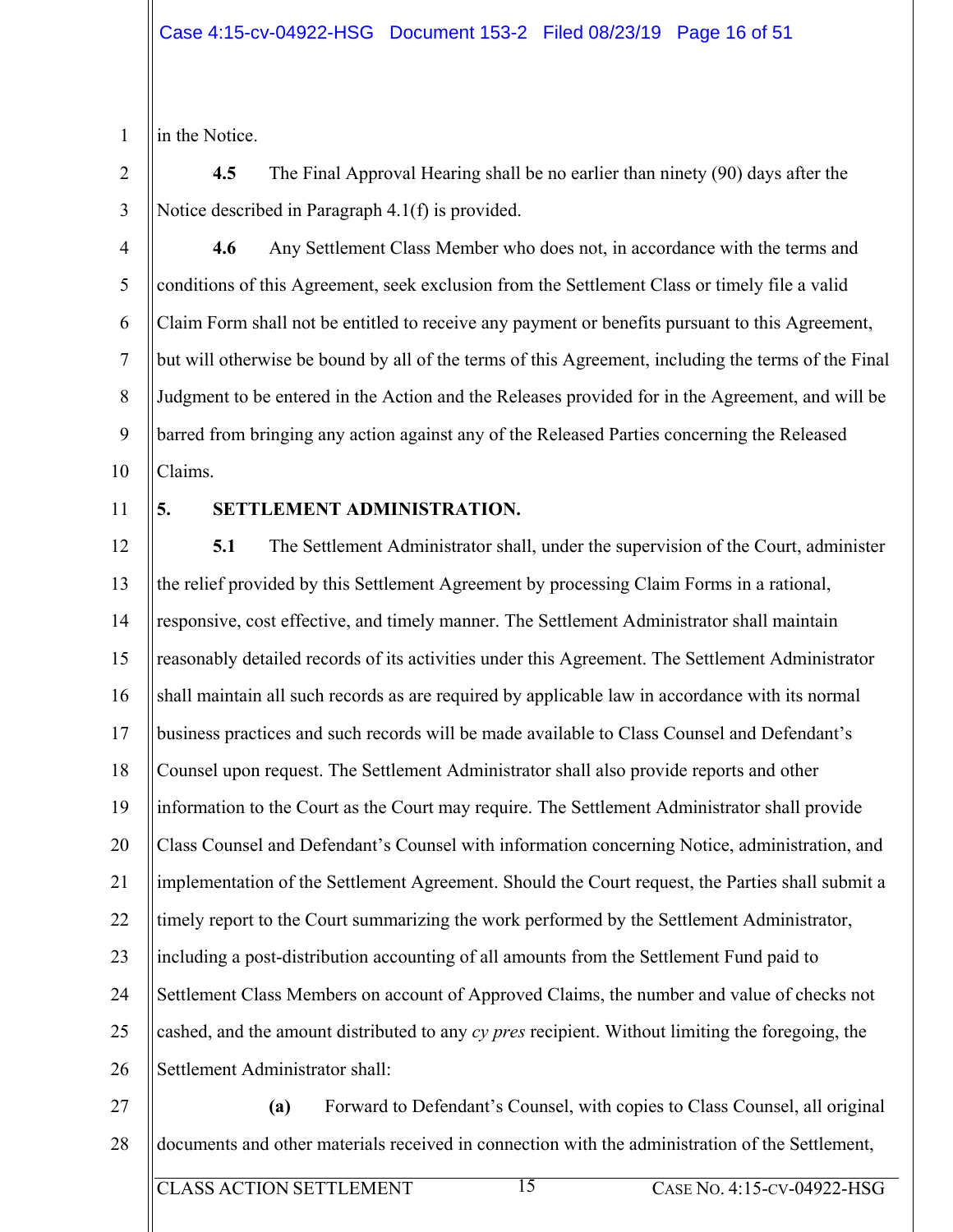in the Notice.

**4.5** The Final Approval Hearing shall be no earlier than ninety (90) days after the Notice described in Paragraph 4.1(f) is provided.

**4.6** Any Settlement Class Member who does not, in accordance with the terms and conditions of this Agreement, seek exclusion from the Settlement Class or timely file a valid Claim Form shall not be entitled to receive any payment or benefits pursuant to this Agreement, but will otherwise be bound by all of the terms of this Agreement, including the terms of the Final Judgment to be entered in the Action and the Releases provided for in the Agreement, and will be barred from bringing any action against any of the Released Parties concerning the Released Claims.

## 5. SETTLEMENT ADMINISTRATION.

**5.1** The Settlement Administrator shall, under the supervision of the Court, administer the relief provided by this Settlement Agreement by processing Claim Forms in a rational, responsive, cost effective, and timely manner. The Settlement Administrator shall maintain reasonably detailed records of its activities under this Agreement. The Settlement Administrator shall maintain all such records as are required by applicable law in accordance with its normal business practices and such records will be made available to Class Counsel and Defendant's Counsel upon request. The Settlement Administrator shall also provide reports and other information to the Court as the Court may require. The Settlement Administrator shall provide Class Counsel and Defendant's Counsel with information concerning Notice, administration, and implementation of the Settlement Agreement. Should the Court request, the Parties shall submit a timely report to the Court summarizing the work performed by the Settlement Administrator, including a post-distribution accounting of all amounts from the Settlement Fund paid to Settlement Class Members on account of Approved Claims, the number and value of checks not cashed, and the amount distributed to any *cy pres* recipient. Without limiting the foregoing, the Settlement Administrator shall:

**(a)** Forward to Defendant's Counsel, with copies to Class Counsel, all original documents and other materials received in connection with the administration of the Settlement,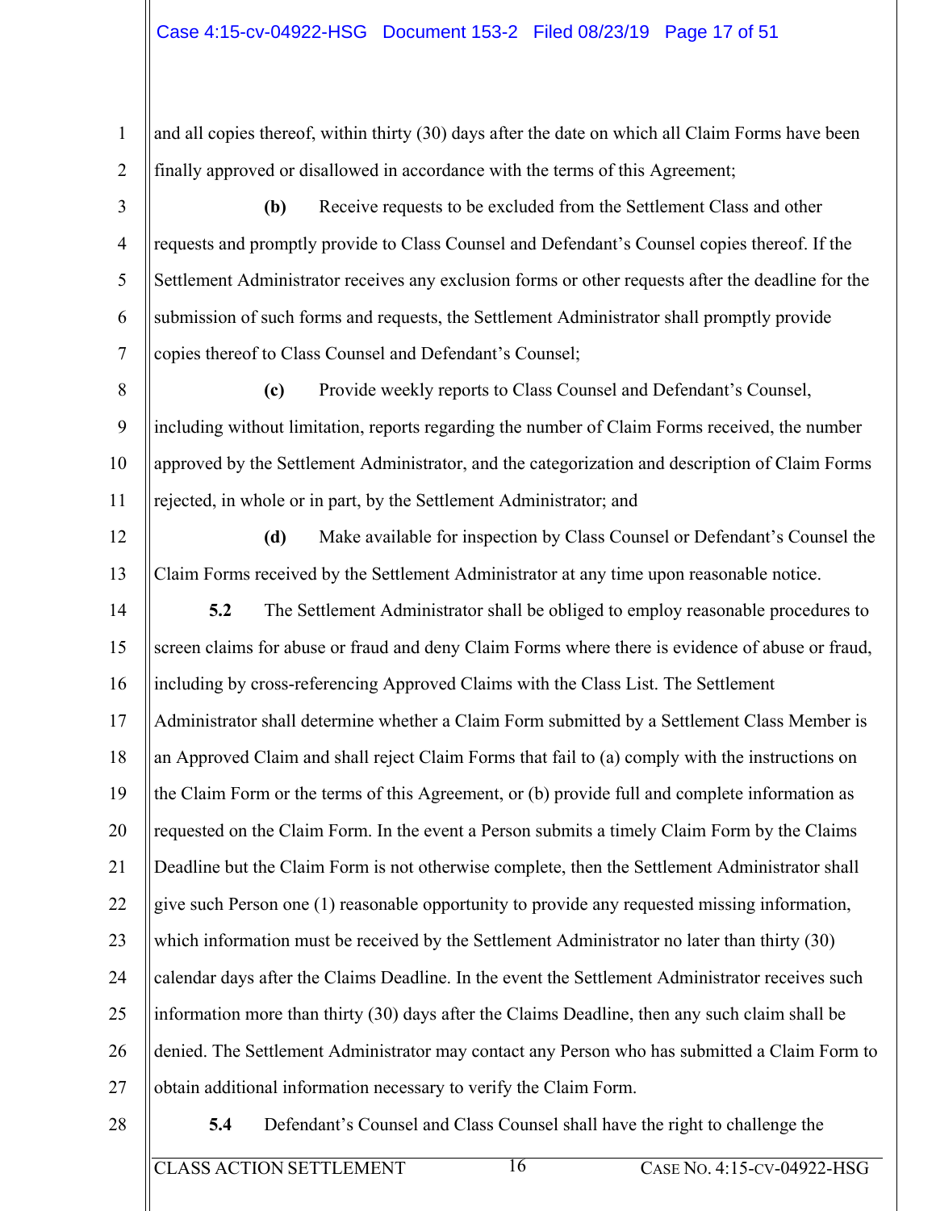and all copies thereof, within thirty (30) days after the date on which all Claim Forms have been finally approved or disallowed in accordance with the terms of this Agreement;

**(b)** Receive requests to be excluded from the Settlement Class and other requests and promptly provide to Class Counsel and Defendant's Counsel copies thereof. If the Settlement Administrator receives any exclusion forms or other requests after the deadline for the submission of such forms and requests, the Settlement Administrator shall promptly provide copies thereof to Class Counsel and Defendant's Counsel;

**(c)** Provide weekly reports to Class Counsel and Defendant's Counsel, including without limitation, reports regarding the number of Claim Forms received, the number approved by the Settlement Administrator, and the categorization and description of Claim Forms rejected, in whole or in part, by the Settlement Administrator; and

**(d)** Make available for inspection by Class Counsel or Defendant's Counsel the Claim Forms received by the Settlement Administrator at any time upon reasonable notice.

**5.2** The Settlement Administrator shall be obliged to employ reasonable procedures to screen claims for abuse or fraud and deny Claim Forms where there is evidence of abuse or fraud, including by cross-referencing Approved Claims with the Class List. The Settlement Administrator shall determine whether a Claim Form submitted by a Settlement Class Member is an Approved Claim and shall reject Claim Forms that fail to (a) comply with the instructions on the Claim Form or the terms of this Agreement, or (b) provide full and complete information as requested on the Claim Form. In the event a Person submits a timely Claim Form by the Claims Deadline but the Claim Form is not otherwise complete, then the Settlement Administrator shall give such Person one (1) reasonable opportunity to provide any requested missing information, which information must be received by the Settlement Administrator no later than thirty (30) calendar days after the Claims Deadline. In the event the Settlement Administrator receives such information more than thirty (30) days after the Claims Deadline, then any such claim shall be denied. The Settlement Administrator may contact any Person who has submitted a Claim Form to obtain additional information necessary to verify the Claim Form.

**5.4** Defendant's Counsel and Class Counsel shall have the right to challenge the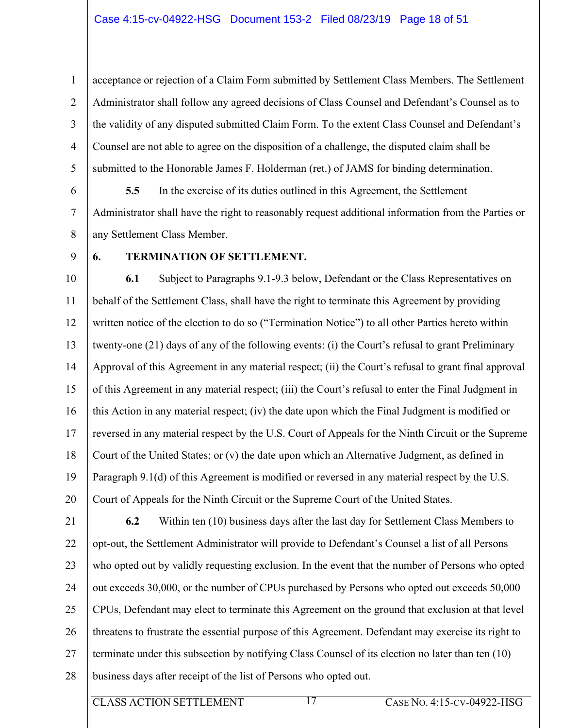acceptance or rejection of a Claim Form submitted by Settlement Class Members. The Settlement Administrator shall follow any agreed decisions of Class Counsel and Defendant's Counsel as to the validity of any disputed submitted Claim Form. To the extent Class Counsel and Defendant's Counsel are not able to agree on the disposition of a challenge, the disputed claim shall be submitted to the Honorable James F. Holderman (ret.) of JAMS for binding determination.

**5.5** In the exercise of its duties outlined in this Agreement, the Settlement Administrator shall have the right to reasonably request additional information from the Parties or any Settlement Class Member.

**6. TERMINATION OF SETTLEMENT.**

**6.1** Subject to Paragraphs 9.1-9.3 below, Defendant or the Class Representatives on behalf of the Settlement Class, shall have the right to terminate this Agreement by providing written notice of the election to do so ("Termination Notice") to all other Parties hereto within twenty-one (21) days of any of the following events: (i) the Court's refusal to grant Preliminary Approval of this Agreement in any material respect; (ii) the Court's refusal to grant final approval of this Agreement in any material respect; (iii) the Court's refusal to enter the Final Judgment in this Action in any material respect; (iv) the date upon which the Final Judgment is modified or reversed in any material respect by the U.S. Court of Appeals for the Ninth Circuit or the Supreme Court of the United States; or (v) the date upon which an Alternative Judgment, as defined in Paragraph 9.1(d) of this Agreement is modified or reversed in any material respect by the U.S. Court of Appeals for the Ninth Circuit or the Supreme Court of the United States.

**6.2** Within ten (10) business days after the last day for Settlement Class Members to opt-out, the Settlement Administrator will provide to Defendant's Counsel a list of all Persons who opted out by validly requesting exclusion. In the event that the number of Persons who opted out exceeds 30,000, or the number of CPUs purchased by Persons who opted out exceeds 50,000 CPUs, Defendant may elect to terminate this Agreement on the ground that exclusion at that level threatens to frustrate the essential purpose of this Agreement. Defendant may exercise its right to terminate under this subsection by notifying Class Counsel of its election no later than ten (10) business days after receipt of the list of Persons who opted out.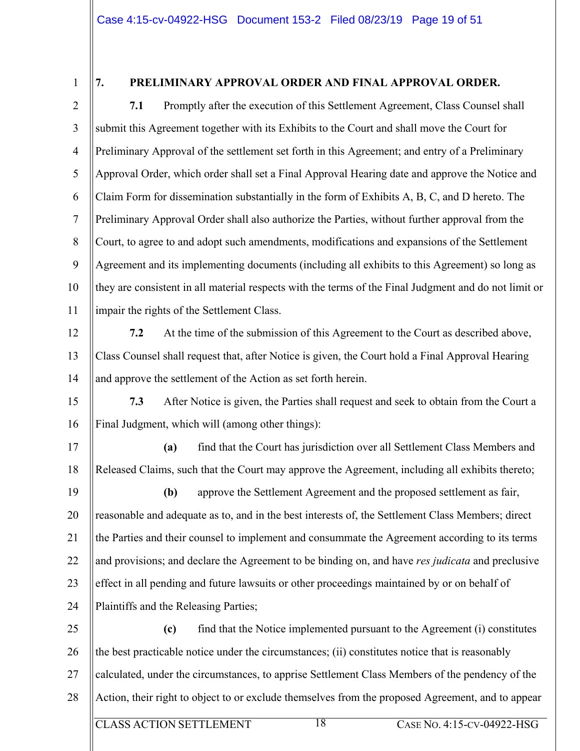## 7. PRELIMINARY APPROVAL ORDER AND FINAL APPROVAL ORDER.

**7.1** Promptly after the execution of this Settlement Agreement, Class Counsel shall submit this Agreement together with its Exhibits to the Court and shall move the Court for Preliminary Approval of the settlement set forth in this Agreement; and entry of a Preliminary Approval Order, which order shall set a Final Approval Hearing date and approve the Notice and Claim Form for dissemination substantially in the form of Exhibits A, B, C, and D hereto. The Preliminary Approval Order shall also authorize the Parties, without further approval from the Court, to agree to and adopt such amendments, modifications and expansions of the Settlement Agreement and its implementing documents (including all exhibits to this Agreement) so long as they are consistent in all material respects with the terms of the Final Judgment and do not limit or impair the rights of the Settlement Class.

**7.2** At the time of the submission of this Agreement to the Court as described above, Class Counsel shall request that, after Notice is given, the Court hold a Final Approval Hearing and approve the settlement of the Action as set forth herein.

**7.3** After Notice is given, the Parties shall request and seek to obtain from the Court a Final Judgment, which will (among other things):

**(a)** find that the Court has jurisdiction over all Settlement Class Members and Released Claims, such that the Court may approve the Agreement, including all exhibits thereto;

**(b)** approve the Settlement Agreement and the proposed settlement as fair, reasonable and adequate as to, and in the best interests of, the Settlement Class Members; direct the Parties and their counsel to implement and consummate the Agreement according to its terms and provisions; and declare the Agreement to be binding on, and have *res judicata* and preclusive effect in all pending and future lawsuits or other proceedings maintained by or on behalf of Plaintiffs and the Releasing Parties;

**(c)** find that the Notice implemented pursuant to the Agreement (i) constitutes the best practicable notice under the circumstances; (ii) constitutes notice that is reasonably calculated, under the circumstances, to apprise Settlement Class Members of the pendency of the Action, their right to object to or exclude themselves from the proposed Agreement, and to appear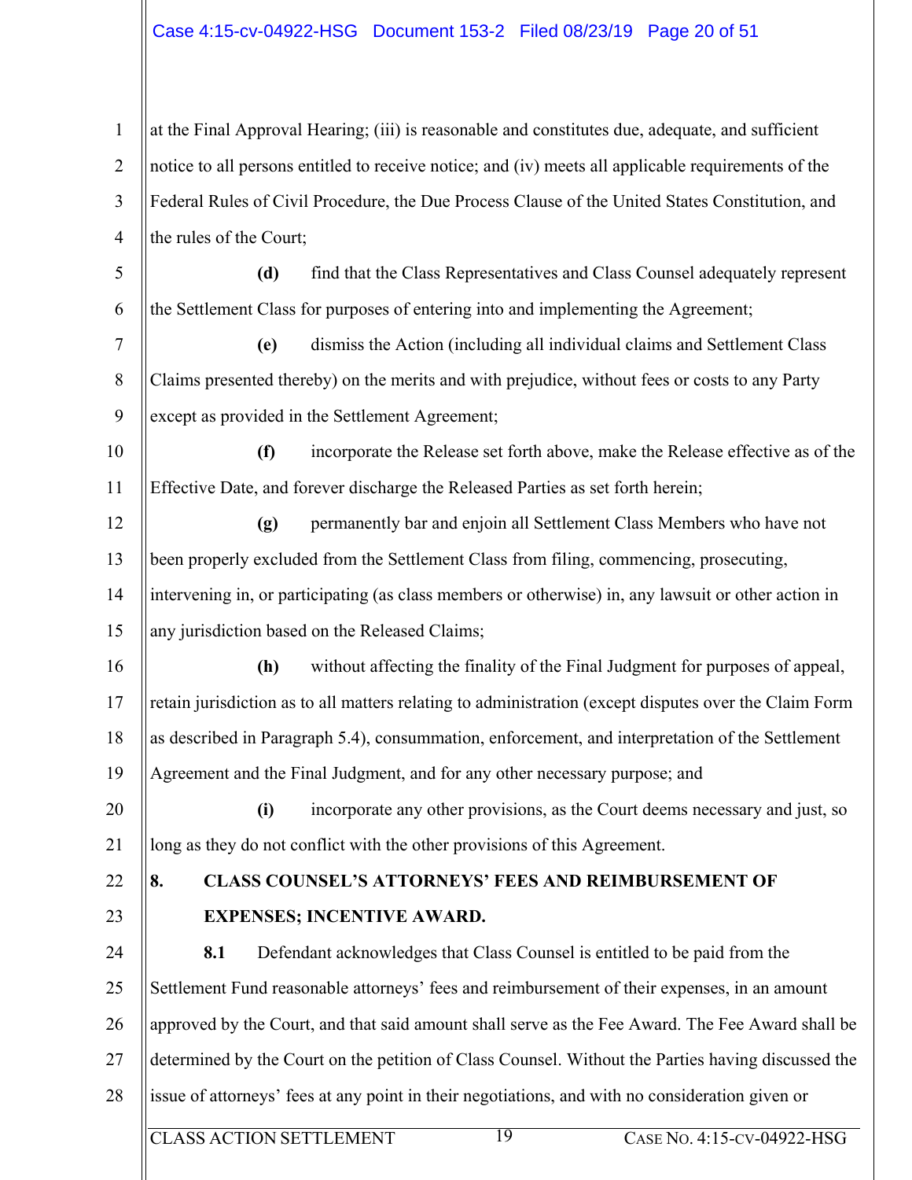at the Final Approval Hearing; (iii) is reasonable and constitutes due, adequate, and sufficient notice to all persons entitled to receive notice; and (iv) meets all applicable requirements of the Federal Rules of Civil Procedure, the Due Process Clause of the United States Constitution, and the rules of the Court;

**(d)** find that the Class Representatives and Class Counsel adequately represent the Settlement Class for purposes of entering into and implementing the Agreement;

**(e)** dismiss the Action (including all individual claims and Settlement Class Claims presented thereby) on the merits and with prejudice, without fees or costs to any Party except as provided in the Settlement Agreement;

**(f)** incorporate the Release set forth above, make the Release effective as of the Effective Date, and forever discharge the Released Parties as set forth herein;

**(g)** permanently bar and enjoin all Settlement Class Members who have not been properly excluded from the Settlement Class from filing, commencing, prosecuting, intervening in, or participating (as class members or otherwise) in, any lawsuit or other action in any jurisdiction based on the Released Claims;

**(h)** without affecting the finality of the Final Judgment for purposes of appeal, retain jurisdiction as to all matters relating to administration (except disputes over the Claim Form as described in Paragraph 5.4), consummation, enforcement, and interpretation of the Settlement Agreement and the Final Judgment, and for any other necessary purpose; and

**(i)** incorporate any other provisions, as the Court deems necessary and just, so long as they do not conflict with the other provisions of this Agreement.

## 8. CLASS COUNSEL'S ATTORNEYS' FEES AND REIMBURSEMENT OF EXPENSES; INCENTIVE AWARD.

**8.1** Defendant acknowledges that Class Counsel is entitled to be paid from the Settlement Fund reasonable attorneys' fees and reimbursement of their expenses, in an amount approved by the Court, and that said amount shall serve as the Fee Award. The Fee Award shall be determined by the Court on the petition of Class Counsel. Without the Parties having discussed the issue of attorneys' fees at any point in their negotiations, and with no consideration given or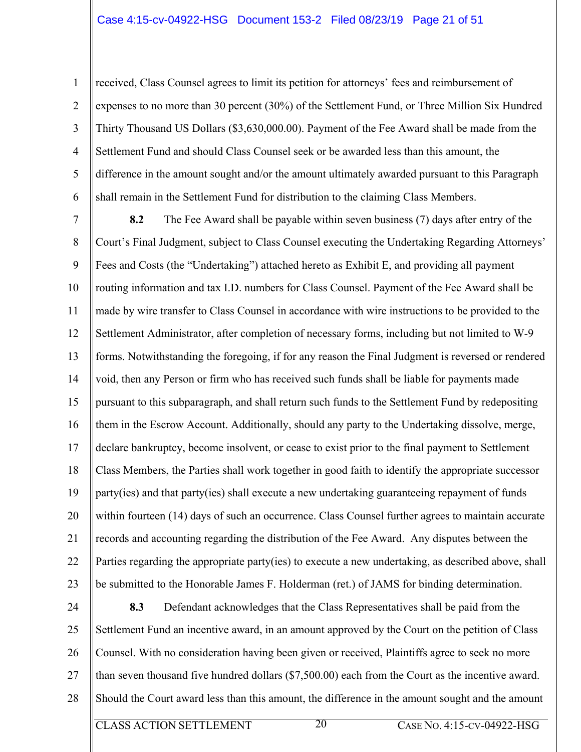received, Class Counsel agrees to limit its petition for attorneys' fees and reimbursement of expenses to no more than 30 percent (30%) of the Settlement Fund, or Three Million Six Hundred Thirty Thousand US Dollars ($3,630,000.00). Payment of the Fee Award shall be made from the Settlement Fund and should Class Counsel seek or be awarded less than this amount, the difference in the amount sought and/or the amount ultimately awarded pursuant to this Paragraph shall remain in the Settlement Fund for distribution to the claiming Class Members.

**8.2** The Fee Award shall be payable within seven business (7) days after entry of the Court's Final Judgment, subject to Class Counsel executing the Undertaking Regarding Attorneys' Fees and Costs (the "Undertaking") attached hereto as Exhibit E, and providing all payment routing information and tax I.D. numbers for Class Counsel. Payment of the Fee Award shall be made by wire transfer to Class Counsel in accordance with wire instructions to be provided to the Settlement Administrator, after completion of necessary forms, including but not limited to W-9 forms. Notwithstanding the foregoing, if for any reason the Final Judgment is reversed or rendered void, then any Person or firm who has received such funds shall be liable for payments made pursuant to this subparagraph, and shall return such funds to the Settlement Fund by redepositing them in the Escrow Account. Additionally, should any party to the Undertaking dissolve, merge, declare bankruptcy, become insolvent, or cease to exist prior to the final payment to Settlement Class Members, the Parties shall work together in good faith to identify the appropriate successor party(ies) and that party(ies) shall execute a new undertaking guaranteeing repayment of funds within fourteen (14) days of such an occurrence. Class Counsel further agrees to maintain accurate records and accounting regarding the distribution of the Fee Award. Any disputes between the Parties regarding the appropriate party(ies) to execute a new undertaking, as described above, shall be submitted to the Honorable James F. Holderman (ret.) of JAMS for binding determination.

**8.3** Defendant acknowledges that the Class Representatives shall be paid from the Settlement Fund an incentive award, in an amount approved by the Court on the petition of Class Counsel. With no consideration having been given or received, Plaintiffs agree to seek no more than seven thousand five hundred dollars ($7,500.00) each from the Court as the incentive award. Should the Court award less than this amount, the difference in the amount sought and the amount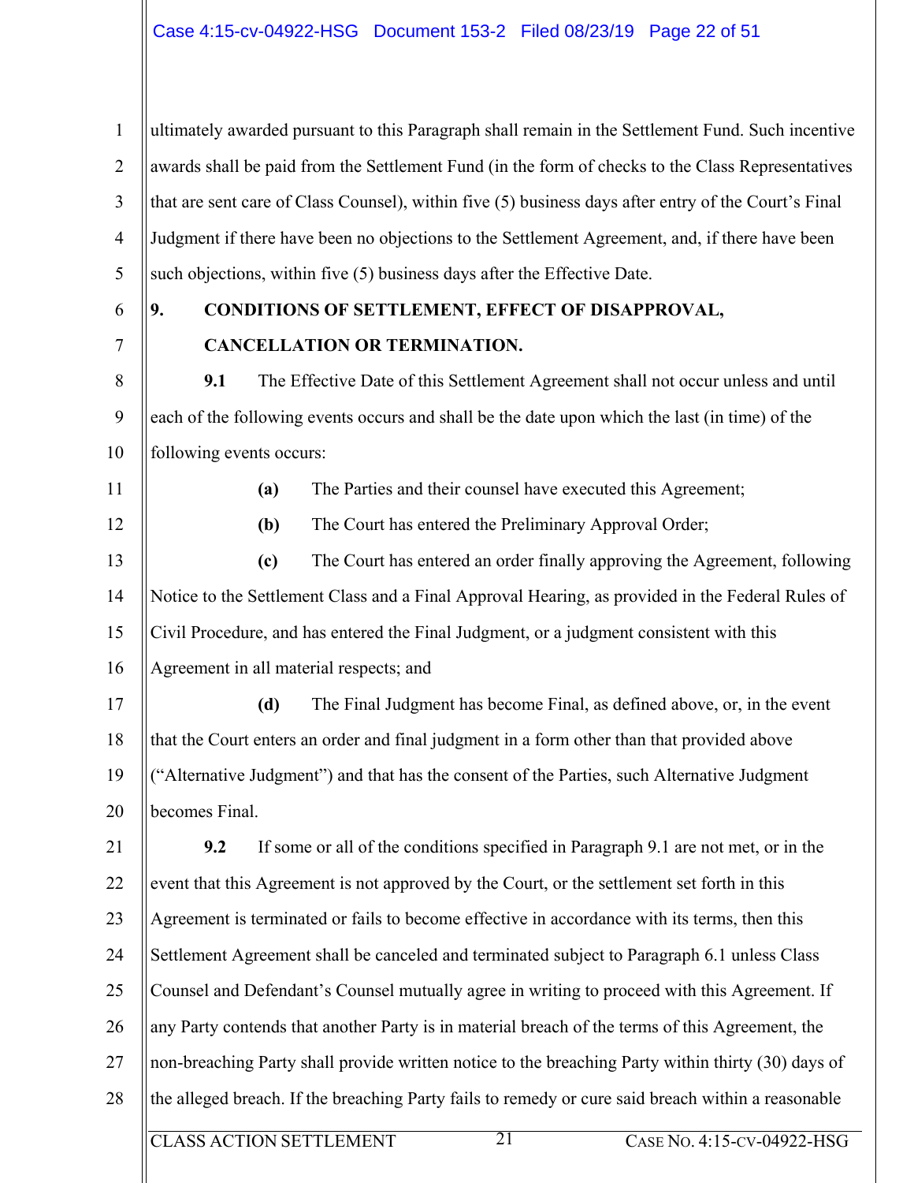ultimately awarded pursuant to this Paragraph shall remain in the Settlement Fund. Such incentive awards shall be paid from the Settlement Fund (in the form of checks to the Class Representatives that are sent care of Class Counsel), within five (5) business days after entry of the Court's Final Judgment if there have been no objections to the Settlement Agreement, and, if there have been such objections, within five (5) business days after the Effective Date.

## 9. CONDITIONS OF SETTLEMENT, EFFECT OF DISAPPROVAL, CANCELLATION OR TERMINATION.

**9.1** The Effective Date of this Settlement Agreement shall not occur unless and until each of the following events occurs and shall be the date upon which the last (in time) of the following events occurs:

**(a)** The Parties and their counsel have executed this Agreement;

**(b)** The Court has entered the Preliminary Approval Order;

**(c)** The Court has entered an order finally approving the Agreement, following Notice to the Settlement Class and a Final Approval Hearing, as provided in the Federal Rules of Civil Procedure, and has entered the Final Judgment, or a judgment consistent with this Agreement in all material respects; and

**(d)** The Final Judgment has become Final, as defined above, or, in the event that the Court enters an order and final judgment in a form other than that provided above ("Alternative Judgment") and that has the consent of the Parties, such Alternative Judgment becomes Final.

**9.2** If some or all of the conditions specified in Paragraph 9.1 are not met, or in the event that this Agreement is not approved by the Court, or the settlement set forth in this Agreement is terminated or fails to become effective in accordance with its terms, then this Settlement Agreement shall be canceled and terminated subject to Paragraph 6.1 unless Class Counsel and Defendant's Counsel mutually agree in writing to proceed with this Agreement. If any Party contends that another Party is in material breach of the terms of this Agreement, the non-breaching Party shall provide written notice to the breaching Party within thirty (30) days of the alleged breach. If the breaching Party fails to remedy or cure said breach within a reasonable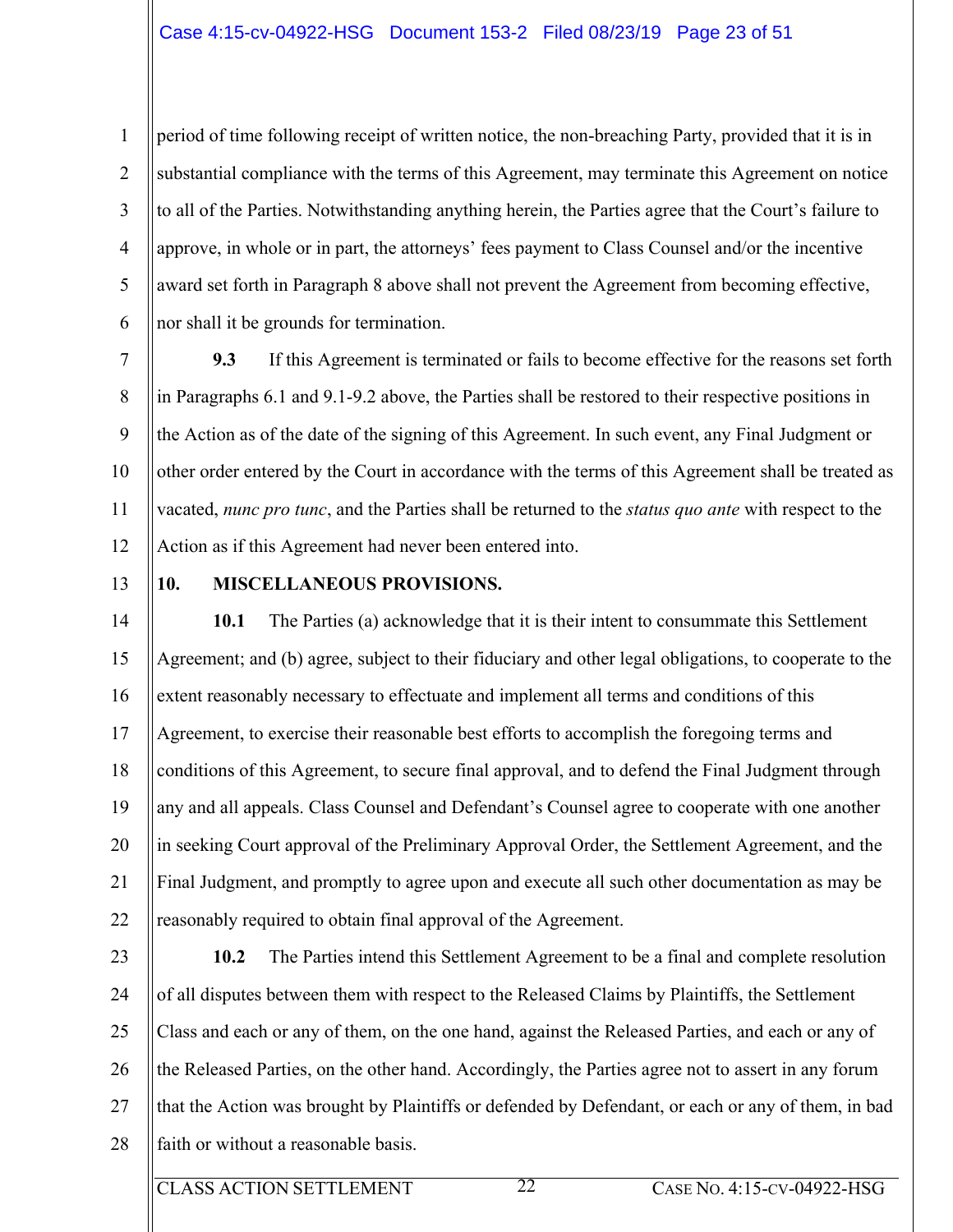period of time following receipt of written notice, the non-breaching Party, provided that it is in substantial compliance with the terms of this Agreement, may terminate this Agreement on notice to all of the Parties. Notwithstanding anything herein, the Parties agree that the Court's failure to approve, in whole or in part, the attorneys' fees payment to Class Counsel and/or the incentive award set forth in Paragraph 8 above shall not prevent the Agreement from becoming effective, nor shall it be grounds for termination.

**9.3** If this Agreement is terminated or fails to become effective for the reasons set forth in Paragraphs 6.1 and 9.1-9.2 above, the Parties shall be restored to their respective positions in the Action as of the date of the signing of this Agreement. In such event, any Final Judgment or other order entered by the Court in accordance with the terms of this Agreement shall be treated as vacated, *nunc pro tunc*, and the Parties shall be returned to the *status quo ante* with respect to the Action as if this Agreement had never been entered into.

**10. MISCELLANEOUS PROVISIONS.**

**10.1** The Parties (a) acknowledge that it is their intent to consummate this Settlement Agreement; and (b) agree, subject to their fiduciary and other legal obligations, to cooperate to the extent reasonably necessary to effectuate and implement all terms and conditions of this Agreement, to exercise their reasonable best efforts to accomplish the foregoing terms and conditions of this Agreement, to secure final approval, and to defend the Final Judgment through any and all appeals. Class Counsel and Defendant's Counsel agree to cooperate with one another in seeking Court approval of the Preliminary Approval Order, the Settlement Agreement, and the Final Judgment, and promptly to agree upon and execute all such other documentation as may be reasonably required to obtain final approval of the Agreement.

**10.2** The Parties intend this Settlement Agreement to be a final and complete resolution of all disputes between them with respect to the Released Claims by Plaintiffs, the Settlement Class and each or any of them, on the one hand, against the Released Parties, and each or any of the Released Parties, on the other hand. Accordingly, the Parties agree not to assert in any forum that the Action was brought by Plaintiffs or defended by Defendant, or each or any of them, in bad faith or without a reasonable basis.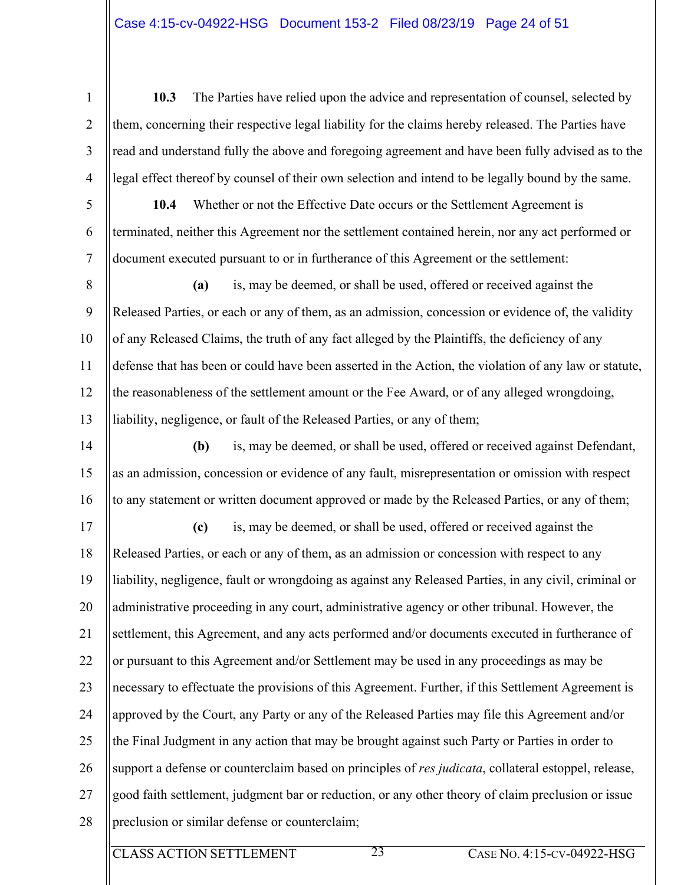**10.3** The Parties have relied upon the advice and representation of counsel, selected by them, concerning their respective legal liability for the claims hereby released. The Parties have read and understand fully the above and foregoing agreement and have been fully advised as to the legal effect thereof by counsel of their own selection and intend to be legally bound by the same.

**10.4** Whether or not the Effective Date occurs or the Settlement Agreement is terminated, neither this Agreement nor the settlement contained herein, nor any act performed or document executed pursuant to or in furtherance of this Agreement or the settlement:

**(a)** is, may be deemed, or shall be used, offered or received against the Released Parties, or each or any of them, as an admission, concession or evidence of, the validity of any Released Claims, the truth of any fact alleged by the Plaintiffs, the deficiency of any defense that has been or could have been asserted in the Action, the violation of any law or statute, the reasonableness of the settlement amount or the Fee Award, or of any alleged wrongdoing, liability, negligence, or fault of the Released Parties, or any of them;

**(b)** is, may be deemed, or shall be used, offered or received against Defendant, as an admission, concession or evidence of any fault, misrepresentation or omission with respect to any statement or written document approved or made by the Released Parties, or any of them;

**(c)** is, may be deemed, or shall be used, offered or received against the Released Parties, or each or any of them, as an admission or concession with respect to any liability, negligence, fault or wrongdoing as against any Released Parties, in any civil, criminal or administrative proceeding in any court, administrative agency or other tribunal. However, the settlement, this Agreement, and any acts performed and/or documents executed in furtherance of or pursuant to this Agreement and/or Settlement may be used in any proceedings as may be necessary to effectuate the provisions of this Agreement. Further, if this Settlement Agreement is approved by the Court, any Party or any of the Released Parties may file this Agreement and/or the Final Judgment in any action that may be brought against such Party or Parties in order to support a defense or counterclaim based on principles of *res judicata*, collateral estoppel, release, good faith settlement, judgment bar or reduction, or any other theory of claim preclusion or issue preclusion or similar defense or counterclaim;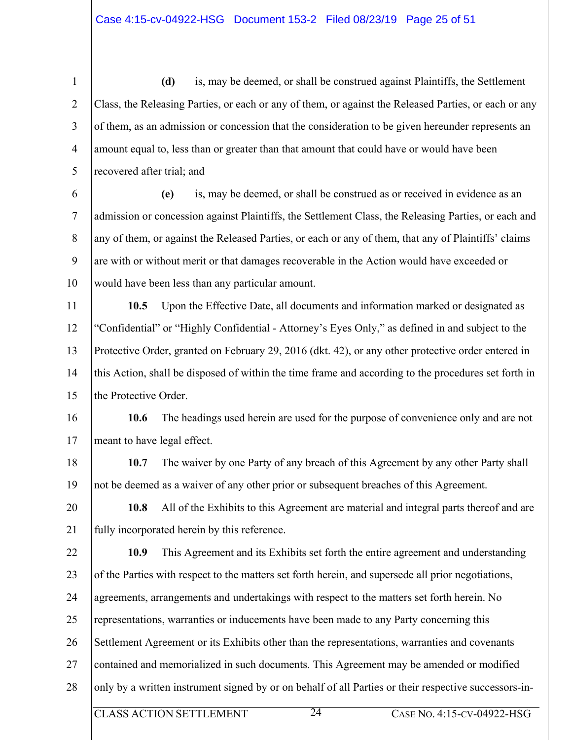**(d)** is, may be deemed, or shall be construed against Plaintiffs, the Settlement Class, the Releasing Parties, or each or any of them, or against the Released Parties, or each or any of them, as an admission or concession that the consideration to be given hereunder represents an amount equal to, less than or greater than that amount that could have or would have been recovered after trial; and

**(e)** is, may be deemed, or shall be construed as or received in evidence as an admission or concession against Plaintiffs, the Settlement Class, the Releasing Parties, or each and any of them, or against the Released Parties, or each or any of them, that any of Plaintiffs' claims are with or without merit or that damages recoverable in the Action would have exceeded or would have been less than any particular amount.

**10.5** Upon the Effective Date, all documents and information marked or designated as "Confidential" or "Highly Confidential - Attorney's Eyes Only," as defined in and subject to the Protective Order, granted on February 29, 2016 (dkt. 42), or any other protective order entered in this Action, shall be disposed of within the time frame and according to the procedures set forth in the Protective Order.

**10.6** The headings used herein are used for the purpose of convenience only and are not meant to have legal effect.

**10.7** The waiver by one Party of any breach of this Agreement by any other Party shall not be deemed as a waiver of any other prior or subsequent breaches of this Agreement.

**10.8** All of the Exhibits to this Agreement are material and integral parts thereof and are fully incorporated herein by this reference.

**10.9** This Agreement and its Exhibits set forth the entire agreement and understanding of the Parties with respect to the matters set forth herein, and supersede all prior negotiations, agreements, arrangements and undertakings with respect to the matters set forth herein. No representations, warranties or inducements have been made to any Party concerning this Settlement Agreement or its Exhibits other than the representations, warranties and covenants contained and memorialized in such documents. This Agreement may be amended or modified only by a written instrument signed by or on behalf of all Parties or their respective successors-in-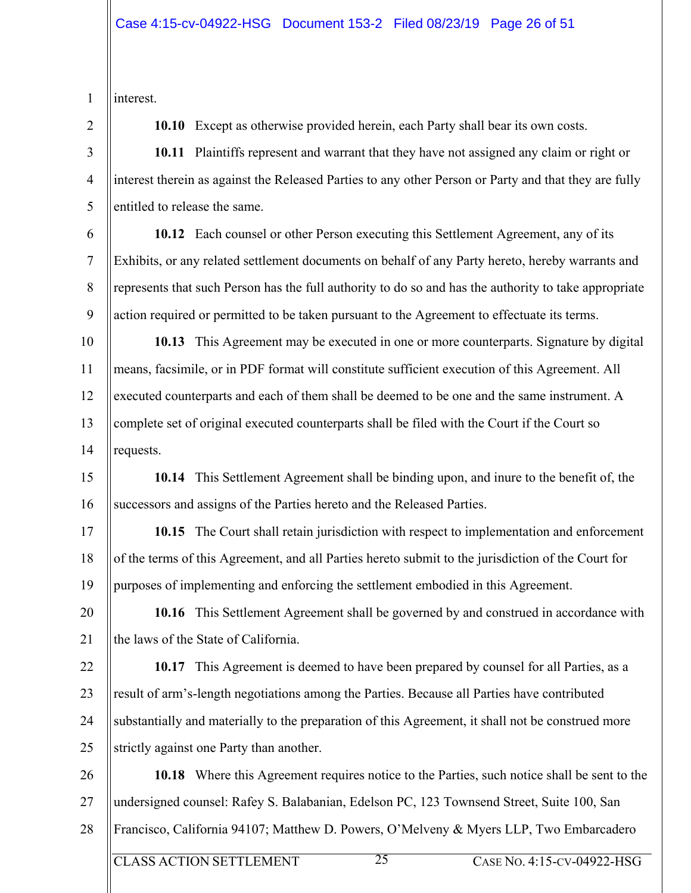interest.

**10.10** Except as otherwise provided herein, each Party shall bear its own costs.

**10.11** Plaintiffs represent and warrant that they have not assigned any claim or right or interest therein as against the Released Parties to any other Person or Party and that they are fully entitled to release the same.

**10.12** Each counsel or other Person executing this Settlement Agreement, any of its Exhibits, or any related settlement documents on behalf of any Party hereto, hereby warrants and represents that such Person has the full authority to do so and has the authority to take appropriate action required or permitted to be taken pursuant to the Agreement to effectuate its terms.

**10.13** This Agreement may be executed in one or more counterparts. Signature by digital means, facsimile, or in PDF format will constitute sufficient execution of this Agreement. All executed counterparts and each of them shall be deemed to be one and the same instrument. A complete set of original executed counterparts shall be filed with the Court if the Court so requests.

**10.14** This Settlement Agreement shall be binding upon, and inure to the benefit of, the successors and assigns of the Parties hereto and the Released Parties.

**10.15** The Court shall retain jurisdiction with respect to implementation and enforcement of the terms of this Agreement, and all Parties hereto submit to the jurisdiction of the Court for purposes of implementing and enforcing the settlement embodied in this Agreement.

**10.16** This Settlement Agreement shall be governed by and construed in accordance with the laws of the State of California.

**10.17** This Agreement is deemed to have been prepared by counsel for all Parties, as a result of arm's-length negotiations among the Parties. Because all Parties have contributed substantially and materially to the preparation of this Agreement, it shall not be construed more strictly against one Party than another.

**10.18** Where this Agreement requires notice to the Parties, such notice shall be sent to the undersigned counsel: Rafey S. Balabanian, Edelson PC, 123 Townsend Street, Suite 100, San Francisco, California 94107; Matthew D. Powers, O'Melveny & Myers LLP, Two Embarcadero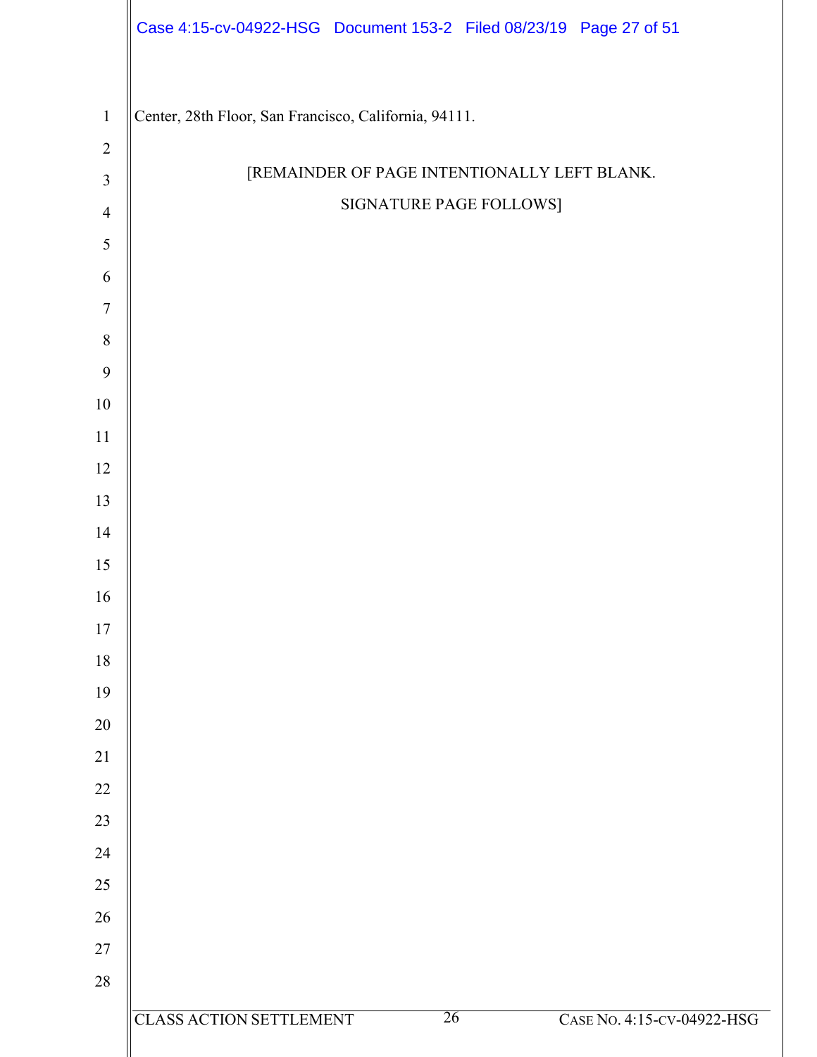Center, 28th Floor, San Francisco, California, 94111.

[REMAINDER OF PAGE INTENTIONALLY LEFT BLANK.

SIGNATURE PAGE FOLLOWS]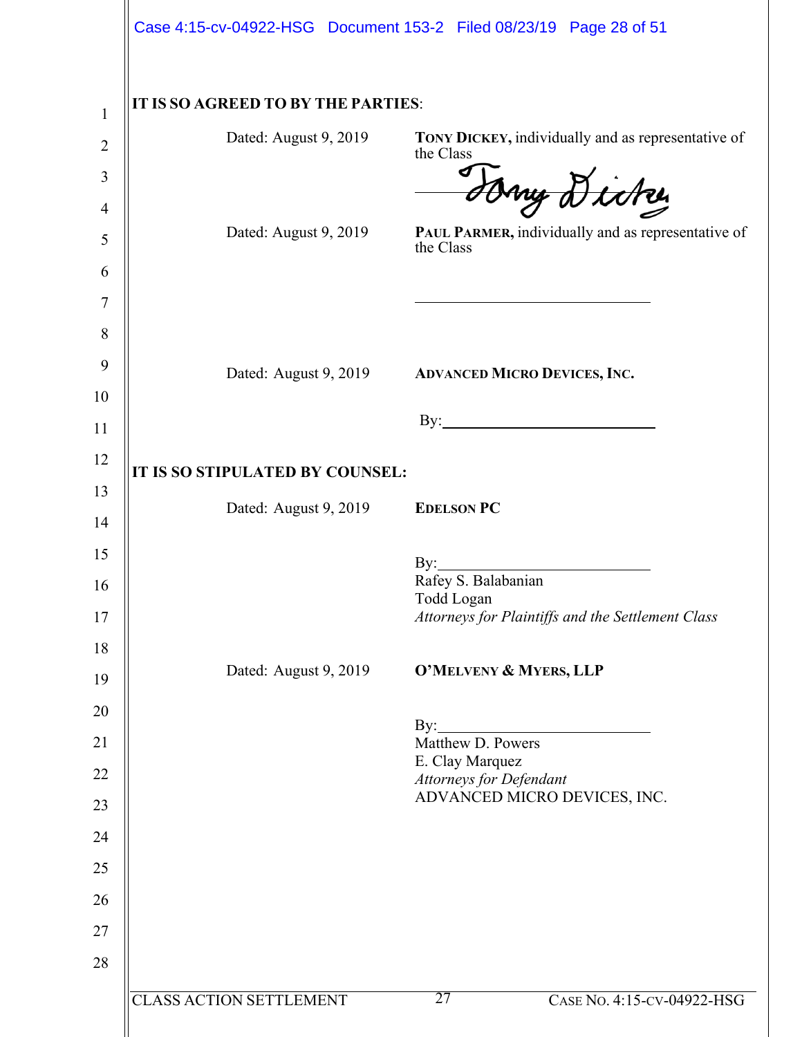**IT IS SO AGREED TO BY THE PARTIES**:

Dated: August 9, 2019

**TONY DICKEY,** individually and as representative of the Class

Tony Dickey

Dated: August 9, 2019

**PAUL PARMER,** individually and as representative of the Class

\_\_\_\_\_\_\_\_\_\_\_\_\_\_\_\_\_\_\_\_\_\_\_\_\_\_\_\_\_\_

Dated: August 9, 2019

**ADVANCED MICRO DEVICES, INC.**

By:\_\_\_\_\_\_\_\_\_\_\_\_\_\_\_\_\_\_\_\_\_\_\_\_\_\_\_\_\_\_

**IT IS SO STIPULATED BY COUNSEL:**

Dated: August 9, 2019

**EDELSON PC**

By:\_\_\_\_\_\_\_\_\_\_\_\_\_\_\_\_\_\_\_\_\_\_\_\_\_\_\_\_\_\_
Rafey S. Balabanian
Todd Logan
*Attorneys for Plaintiffs and the Settlement Class*

Dated: August 9, 2019

**O'MELVENY & MYERS, LLP**

By:\_\_\_\_\_\_\_\_\_\_\_\_\_\_\_\_\_\_\_\_\_\_\_\_\_\_\_\_\_\_
Matthew D. Powers
E. Clay Marquez
*Attorneys for Defendant*
ADVANCED MICRO DEVICES, INC.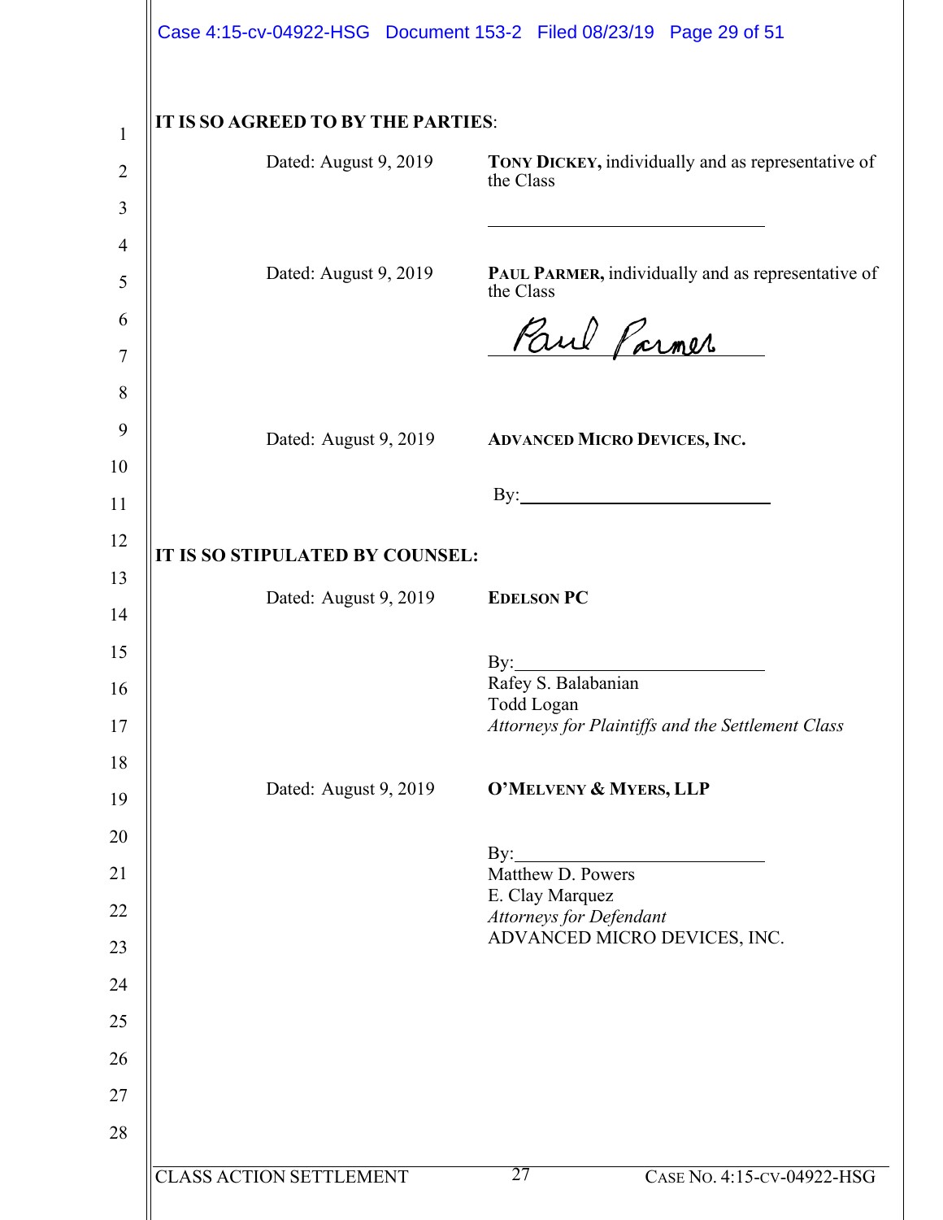**IT IS SO AGREED TO BY THE PARTIES**:

Dated: August 9, 2019

**TONY DICKEY,** individually and as representative of the Class

\_\_\_\_\_\_\_\_\_\_\_\_\_\_\_\_\_\_\_\_\_\_\_\_\_\_\_\_\_\_

Dated: August 9, 2019

**PAUL PARMER,** individually and as representative of the Class

Paul Parmer

Dated: August 9, 2019

**ADVANCED MICRO DEVICES, INC.**

By:\_\_\_\_\_\_\_\_\_\_\_\_\_\_\_\_\_\_\_\_\_\_\_\_\_\_\_\_

**IT IS SO STIPULATED BY COUNSEL:**

Dated: August 9, 2019

**EDELSON PC**

By:\_\_\_\_\_\_\_\_\_\_\_\_\_\_\_\_\_\_\_\_\_\_\_\_\_\_\_\_
Rafey S. Balabanian
Todd Logan
*Attorneys for Plaintiffs and the Settlement Class*

Dated: August 9, 2019

**O'MELVENY & MYERS, LLP**

By:\_\_\_\_\_\_\_\_\_\_\_\_\_\_\_\_\_\_\_\_\_\_\_\_\_\_\_\_
Matthew D. Powers
E. Clay Marquez
*Attorneys for Defendant*
ADVANCED MICRO DEVICES, INC.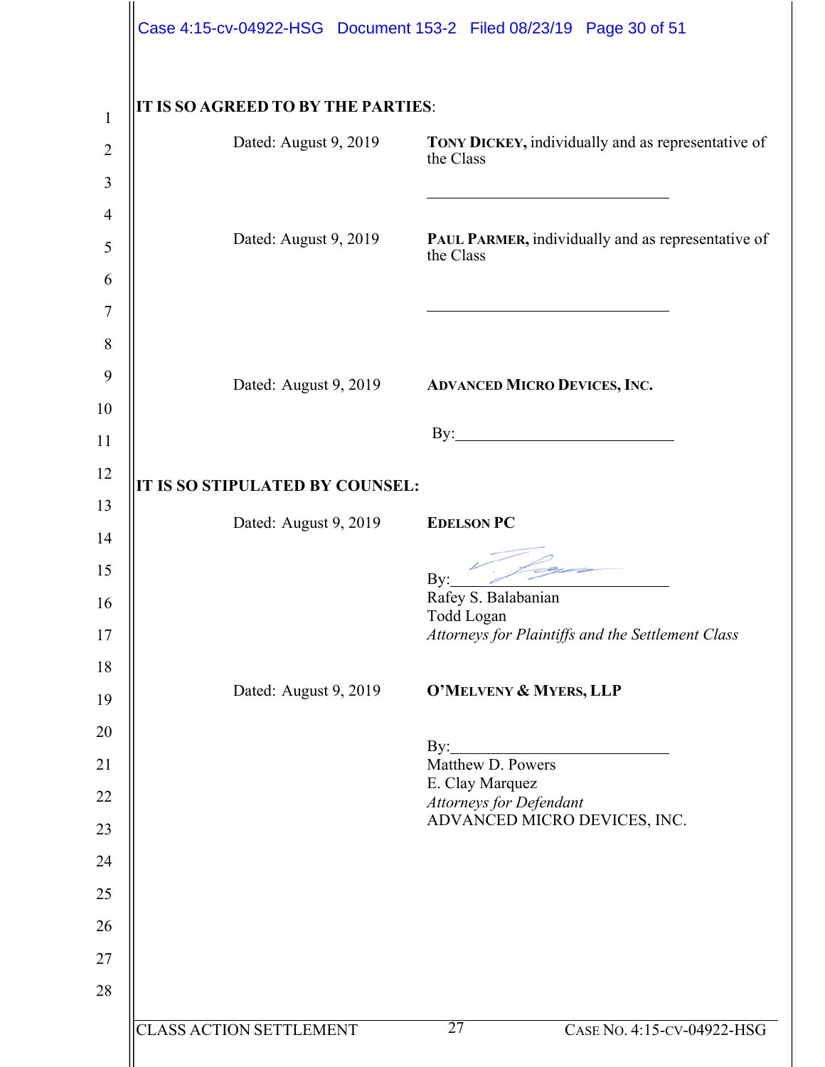**IT IS SO AGREED TO BY THE PARTIES**:

Dated: August 9, 2019

**TONY DICKEY,** individually and as representative of the Class

______________________________

Dated: August 9, 2019

**PAUL PARMER,** individually and as representative of the Class

______________________________

Dated: August 9, 2019

**ADVANCED MICRO DEVICES, INC.**

By:______________________________

**IT IS SO STIPULATED BY COUNSEL:**

Dated: August 9, 2019

**EDELSON PC**

By:______________________________
Rafey S. Balabanian
Todd Logan
*Attorneys for Plaintiffs and the Settlement Class*

Dated: August 9, 2019

**O'MELVENY & MYERS, LLP**

By:______________________________
Matthew D. Powers
E. Clay Marquez
*Attorneys for Defendant*
ADVANCED MICRO DEVICES, INC.

CLASS ACTION SETTLEMENT    CASE NO. 4:15-CV-04922-HSG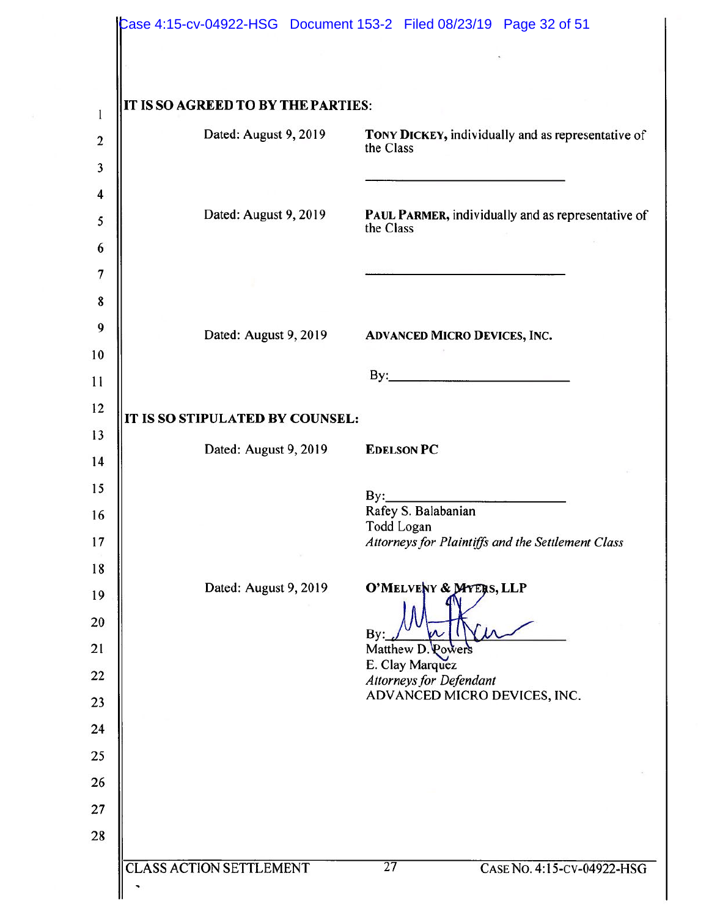**IT IS SO AGREED TO BY THE PARTIES:**

Dated: August 9, 2019

**TONY DICKEY,** individually and as representative of the Class

\_\_\_\_\_\_\_\_\_\_\_\_\_\_\_\_\_\_\_\_\_\_\_\_\_\_\_\_\_\_

Dated: August 9, 2019

**PAUL PARMER,** individually and as representative of the Class

\_\_\_\_\_\_\_\_\_\_\_\_\_\_\_\_\_\_\_\_\_\_\_\_\_\_\_\_\_\_

Dated: August 9, 2019

**ADVANCED MICRO DEVICES, INC.**

By:\_\_\_\_\_\_\_\_\_\_\_\_\_\_\_\_\_\_\_\_\_\_\_\_\_\_\_\_

**IT IS SO STIPULATED BY COUNSEL:**

Dated: August 9, 2019

**EDELSON PC**

By:\_\_\_\_\_\_\_\_\_\_\_\_\_\_\_\_\_\_\_\_\_\_\_\_\_\_\_\_
Rafey S. Balabanian
Todd Logan
*Attorneys for Plaintiffs and the Settlement Class*

Dated: August 9, 2019

**O'MELVENY & MYERS, LLP**

By:\_\_\_\_\_\_\_\_\_\_\_\_\_\_\_\_\_\_\_\_\_\_\_\_\_\_\_\_
Matthew D. Powers
E. Clay Marquez
*Attorneys for Defendant*
ADVANCED MICRO DEVICES, INC.